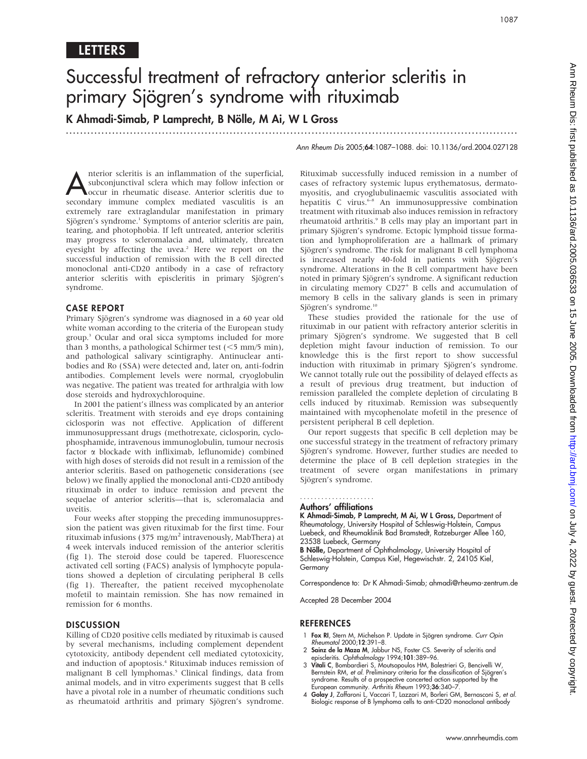# LETTERS

# Successful treatment of refractory anterior scleritis in primary Sjögren's syndrome with rituximab

**K Ahmadi-Simab, P Lamprecht, B Nölle, M Ai, W L Gross**

Ann Rheum Dis 2005;64:1087–1088. doi: 10.1136/ard.2004.027128

Anterior scleritis is an inflammation of the superficial, subconjunctival sclera which may follow infection or occur in rheumatic disease. Anterior scleritis due to secondary immune complex mediated vasculitis is an extremely rare extraglandular manifestation in primary Sjögren's syndrome.[1] Symptoms of anterior scleritis are pain, tearing, and photophobia. If left untreated, anterior scleritis may progress to scleromalacia and, ultimately, threaten eyesight by affecting the uvea.[2] Here we report on the successful induction of remission with the B cell directed monoclonal anti-CD20 antibody in a case of refractory anterior scleritis with episcleritis in primary Sjögren's syndrome.

## CASE REPORT

Primary Sjögren's syndrome was diagnosed in a 60 year old white woman according to the criteria of the European study group.[3] Ocular and oral sicca symptoms included for more than 3 months, a pathological Schirmer test (<5 mm/5 min), and pathological salivary scintigraphy. Antinuclear antibodies and Ro (SSA) were detected and, later on, anti-fodrin antibodies. Complement levels were normal, cryoglobulin was negative. The patient was treated for arthralgia with low dose steroids and hydroxychloroquine.

In 2001 the patient's illness was complicated by an anterior scleritis. Treatment with steroids and eye drops containing ciclosporin was not effective. Application of different immunosuppressant drugs (methotrexate, ciclosporin, cyclophosphamide, intravenous immunoglobulin, tumour necrosis factor α blockade with infliximab, leflunomide) combined with high doses of steroids did not result in a remission of the anterior scleritis. Based on pathogenetic considerations (see below) we finally applied the monoclonal anti-CD20 antibody rituximab in order to induce remission and prevent the sequelae of anterior scleritis—that is, scleromalacia and uveitis.

Four weeks after stopping the preceding immunosuppression the patient was given rituximab for the first time. Four rituximab infusions (375 mg/m$^2$ intravenously, MabThera) at 4 week intervals induced remission of the anterior scleritis (fig 1). The steroid dose could be tapered. Fluorescence activated cell sorting (FACS) analysis of lymphocyte populations showed a depletion of circulating peripheral B cells (fig 1). Thereafter, the patient received mycophenolate mofetil to maintain remission. She has now remained in remission for 6 months.

## DISCUSSION

Killing of CD20 positive cells mediated by rituximab is caused by several mechanisms, including complement dependent cytotoxicity, antibody dependent cell mediated cytotoxicity, and induction of apoptosis.[4] Rituximab induces remission of malignant B cell lymphomas.[5] Clinical findings, data from animal models, and in vitro experiments suggest that B cells have a pivotal role in a number of rheumatic conditions such as rheumatoid arthritis and primary Sjögren's syndrome. Rituximab successfully induced remission in a number of cases of refractory systemic lupus erythematosus, dermatomyositis, and cryoglubulinaemic vasculitis associated with hepatitis C virus.[6–8] An immunosuppressive combination treatment with rituximab also induces remission in refractory rheumatoid arthritis.[9] B cells may play an important part in primary Sjögren's syndrome. Ectopic lymphoid tissue formation and lymphoproliferation are a hallmark of primary Sjögren's syndrome. The risk for malignant B cell lymphoma is increased nearly 40-fold in patients with Sjögren's syndrome. Alterations in the B cell compartment have been noted in primary Sjögren's syndrome. A significant reduction in circulating memory CD27$^+$ B cells and accumulation of memory B cells in the salivary glands is seen in primary Sjögren's syndrome.[10]

These studies provided the rationale for the use of rituximab in our patient with refractory anterior scleritis in primary Sjögren's syndrome. We suggested that B cell depletion might favour induction of remission. To our knowledge this is the first report to show successful induction with rituximab in primary Sjögren's syndrome. We cannot totally rule out the possibility of delayed effects as a result of previous drug treatment, but induction of remission paralleled the complete depletion of circulating B cells induced by rituximab. Remission was subsequently maintained with mycophenolate mofetil in the presence of persistent peripheral B cell depletion.

Our report suggests that specific B cell depletion may be one successful strategy in the treatment of refractory primary Sjögren's syndrome. However, further studies are needed to determine the place of B cell depletion strategies in the treatment of severe organ manifestations in primary Sjögren's syndrome.

### Authors' affiliations

**K Ahmadi-Simab, P Lamprecht, M Ai, W L Gross,** Department of Rheumatology, University Hospital of Schleswig-Holstein, Campus Luebeck, and Rheumaklinik Bad Bramstedt, Ratzeburger Allee 160, 23538 Luebeck, Germany

**B Nölle,** Department of Ophthalmology, University Hospital of Schleswig-Holstein, Campus Kiel, Hegewischstr. 2, 24105 Kiel, Germany

Correspondence to: Dr K Ahmadi-Simab; ahmadi@rheuma-zentrum.de

Accepted 28 December 2004

## REFERENCES

1. **Fox RI**, Stern M, Michelson P. Update in Sjögren syndrome. *Curr Opin Rheumatol* 2000;**12**:391–8.
2. **Sainz de la Maza M**, Jabbur NS, Foster CS. Severity of scleritis and episcleritis. *Ophthalmology* 1994;**101**:389–96.
3. **Vitali C**, Bombardieri S, Moutsopoulos HM, Balestrieri G, Bencivelli W, Bernstein RM, *et al*. Preliminary criteria for the classification of Sjögren's syndrome. Results of a prospective concerted action supported by the European community. *Arthritis Rheum* 1993;**36**:340–7.
4. **Golay J**, Zaffaroni L, Vaccari T, Lazzari M, Borleri GM, Bernasconi S, *et al*. Biologic response of B lymphoma cells to anti-CD20 monoclonal antibody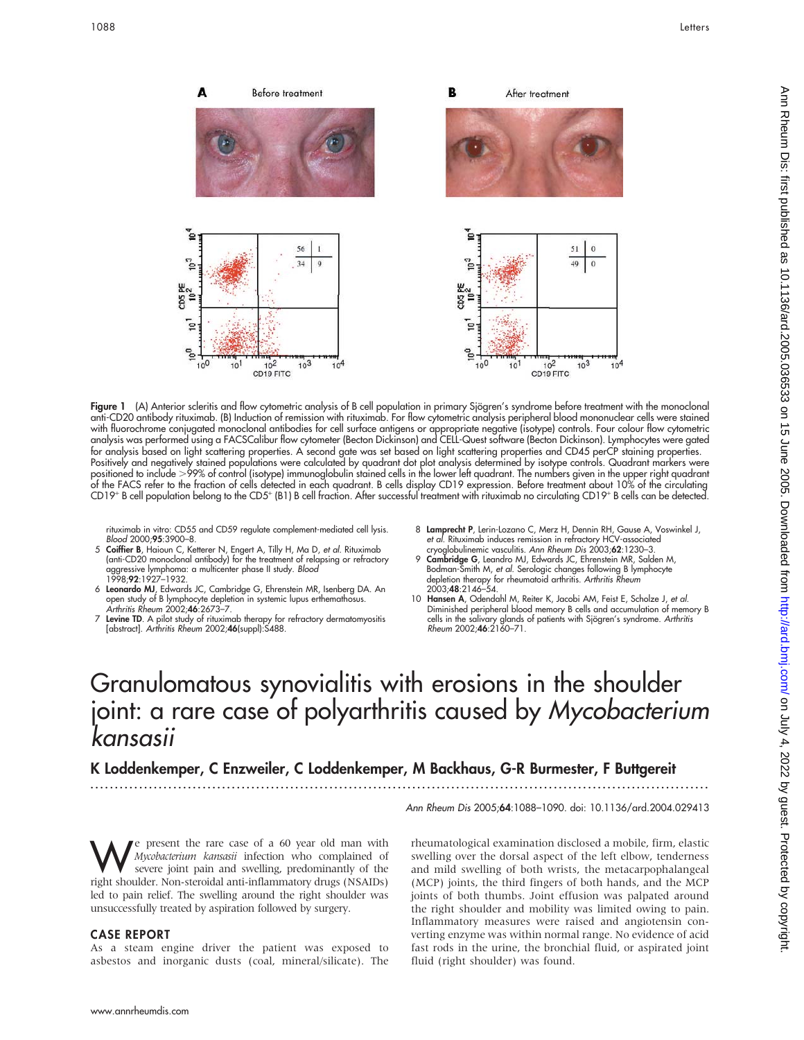A Before treatment

B After treatment

CD5 PE

CD19 FITC

56 | 1
34 | 9

51 | 0
49 | 0

**Figure 1** (A) Anterior scleritis and flow cytometric analysis of B cell population in primary Sjögren's syndrome before treatment with the monoclonal anti-CD20 antibody rituximab. (B) Induction of remission with rituximab. For flow cytometric analysis peripheral blood mononuclear cells were stained with fluorochrome conjugated monoclonal antibodies for cell surface antigens or appropriate negative (isotype) controls. Four colour flow cytometric analysis was performed using a FACSCalibur flow cytometer (Becton Dickinson) and CELL-Quest software (Becton Dickinson). Lymphocytes were gated for analysis based on light scattering properties. A second gate was set based on light scattering properties and CD45 perCP staining properties. Positively and negatively stained populations were calculated by quadrant dot plot analysis determined by isotype controls. Quadrant markers were positioned to include >99% of control (isotype) immunoglobulin stained cells in the lower left quadrant. The numbers given in the upper right quadrant of the FACS refer to the fraction of cells detected in each quadrant. B cells display CD19 expression. Before treatment about 10% of the circulating CD19⁺ B cell population belong to the CD5⁺ (B1) B cell fraction. After successful treatment with rituximab no circulating CD19⁺ B cells can be detected.

rituximab in vitro: CD55 and CD59 regulate complement-mediated cell lysis. *Blood* 2000;**95**:3900–8.

5 **Coiffier B**, Haioun C, Ketterer N, Engert A, Tilly H, Ma D, *et al.* Rituximab (anti-CD20 monoclonal antibody) for the treatment of relapsing or refractory aggressive lymphoma: a multicenter phase II study. *Blood* 1998;**92**:1927–1932.

6 **Leonardo MJ**, Edwards JC, Cambridge G, Ehrenstein MR, Isenberg DA. An open study of B lymphocyte depletion in systemic lupus erthemathosus. *Arthritis Rheum* 2002;**46**:2673–7.

7 **Levine TD**. A pilot study of rituximab therapy for refractory dermatomyositis [abstract]. *Arthritis Rheum* 2002;**46**(suppl):S488.

8 **Lamprecht P**, Lerin-Lozano C, Merz H, Dennin RH, Gause A, Voswinkel J, *et al.* Rituximab induces remission in refractory HCV-associated cryoglobulinemic vasculitis. *Ann Rheum Dis* 2003;**62**:1230–3.

9 **Cambridge G**, Leandro MJ, Edwards JC, Ehrenstein MR, Salden M, Bodman-Smith M, *et al.* Serologic changes following B lymphocyte depletion therapy for rheumatoid arthritis. *Arthritis Rheum* 2003;**48**:2146–54.

10 **Hansen A**, Odendahl M, Reiter K, Jacobi AM, Feist E, Scholze J, *et al.* Diminished peripheral blood memory B cells and accumulation of memory B cells in the salivary glands of patients with Sjögren's syndrome. *Arthritis Rheum* 2002;**46**:2160–71.

# Granulomatous synovialitis with erosions in the shoulder joint: a rare case of polyarthritis caused by *Mycobacterium kansasii*

**K Loddenkemper, C Enzweiler, C Loddenkemper, M Backhaus, G-R Burmester, F Buttgereit**

Ann Rheum Dis 2005;**64**:1088–1090. doi: 10.1136/ard.2004.029413

We present the rare case of a 60 year old man with *Mycobacterium kansasii* infection who complained of severe joint pain and swelling, predominantly of the right shoulder. Non-steroidal anti-inflammatory drugs (NSAIDs) led to pain relief. The swelling around the right shoulder was unsuccessfully treated by aspiration followed by surgery.

## CASE REPORT

As a steam engine driver the patient was exposed to asbestos and inorganic dusts (coal, mineral/silicate). The rheumatological examination disclosed a mobile, firm, elastic swelling over the dorsal aspect of the left elbow, tenderness and mild swelling of both wrists, the metacarpophalangeal (MCP) joints, the third fingers of both hands, and the MCP joints of both thumbs. Joint effusion was palpated around the right shoulder and mobility was limited owing to pain. Inflammatory measures were raised and angiotensin converting enzyme was within normal range. No evidence of acid fast rods in the urine, the bronchial fluid, or aspirated joint fluid (right shoulder) was found.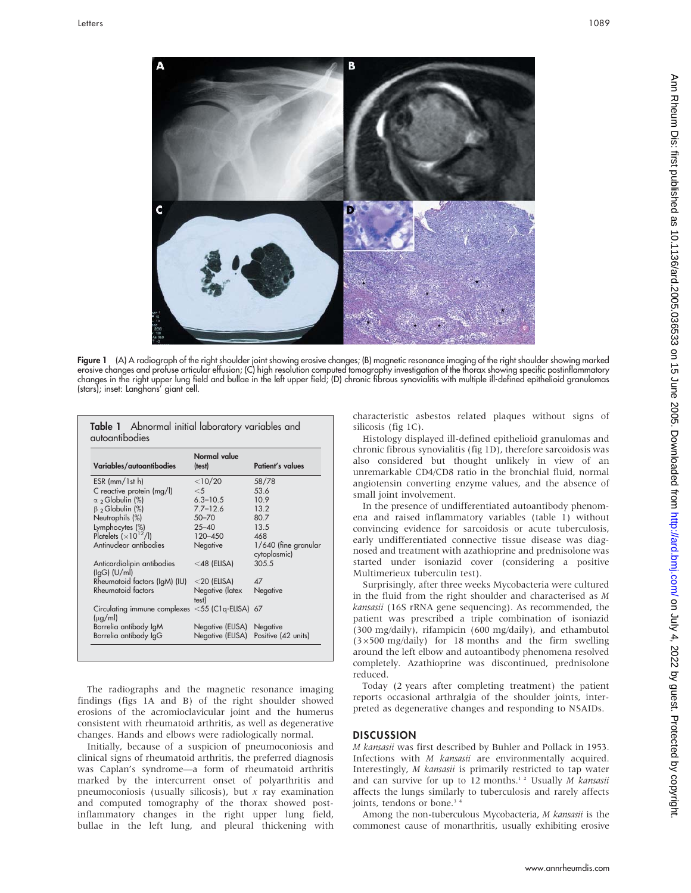Figure 1 (A) A radiograph of the right shoulder joint showing erosive changes; (B) magnetic resonance imaging of the right shoulder showing marked erosive changes and profuse articular effusion; (C) high resolution computed tomography investigation of the thorax showing specific postinflammatory changes in the right upper lung field and bullae in the left upper field; (D) chronic fibrous synovialitis with multiple ill-defined epithelioid granulomas (stars); inset: Langhans' giant cell.

**Table 1** Abnormal initial laboratory variables and autoantibodies

| Variables/autoantibodies | Normal value (test) | Patient's values |
|---|---|---|
| ESR (mm/1st h) | <10/20 | 58/78 |
| C reactive protein (mg/l) | <5 | 53.6 |
| $\alpha_2$ Globulin (%) | 6.3–10.5 | 10.9 |
| $\beta_2$ Globulin (%) | 7.7–12.6 | 13.2 |
| Neutrophils (%) | 50–70 | 80.7 |
| Lymphocytes (%) | 25–40 | 13.5 |
| Platelets ($\times 10^{12}$/l) | 120–450 | 468 |
| Antinuclear antibodies | Negative | 1/640 (fine granular cytoplasmic) |
| Anticardiolipin antibodies (IgG) (U/ml) | <48 (ELISA) | 305.5 |
| Rheumatoid factors (IgM) (IU) | <20 (ELISA) | 47 |
| Rheumatoid factors | Negative (latex test) | Negative |
| Circulating immune complexes (µg/ml) | <55 (C1q-ELISA) | 67 |
| Borrelia antibody IgM | Negative (ELISA) | Negative |
| Borrelia antibody IgG | Negative (ELISA) | Positive (42 units) |

The radiographs and the magnetic resonance imaging findings (figs 1A and B) of the right shoulder showed erosions of the acromioclavicular joint and the humerus consistent with rheumatoid arthritis, as well as degenerative changes. Hands and elbows were radiologically normal.

Initially, because of a suspicion of pneumoconiosis and clinical signs of rheumatoid arthritis, the preferred diagnosis was Caplan's syndrome—a form of rheumatoid arthritis marked by the intercurrent onset of polyarthritis and pneumoconiosis (usually silicosis), but *x* ray examination and computed tomography of the thorax showed post-inflammatory changes in the right upper lung field, bullae in the left lung, and pleural thickening with characteristic asbestos related plaques without signs of silicosis (fig 1C).

Histology displayed ill-defined epithelioid granulomas and chronic fibrous synovialitis (fig 1D), therefore sarcoidosis was also considered but thought unlikely in view of an unremarkable CD4/CD8 ratio in the bronchial fluid, normal angiotensin converting enzyme values, and the absence of small joint involvement.

In the presence of undifferentiated autoantibody phenomena and raised inflammatory variables (table 1) without convincing evidence for sarcoidosis or acute tuberculosis, early undifferentiated connective tissue disease was diagnosed and treatment with azathioprine and prednisolone was started under isoniazid cover (considering a positive Multimerieux tuberculin test).

Surprisingly, after three weeks Mycobacteria were cultured in the fluid from the right shoulder and characterised as *M kansasii* (16S rRNA gene sequencing). As recommended, the patient was prescribed a triple combination of isoniazid (300 mg/daily), rifampicin (600 mg/daily), and ethambutol (3×500 mg/daily) for 18 months and the firm swelling around the left elbow and autoantibody phenomena resolved completely. Azathioprine was discontinued, prednisolone reduced.

Today (2 years after completing treatment) the patient reports occasional arthralgia of the shoulder joints, interpreted as degenerative changes and responding to NSAIDs.

## DISCUSSION

*M kansasii* was first described by Buhler and Pollack in 1953. Infections with *M kansasii* are environmentally acquired. Interestingly, *M kansasii* is primarily restricted to tap water and can survive for up to 12 months.[1 2] Usually *M kansasii* affects the lungs similarly to tuberculosis and rarely affects joints, tendons or bone.[3 4]

Among the non-tuberculous Mycobacteria, *M kansasii* is the commonest cause of monarthritis, usually exhibiting erosive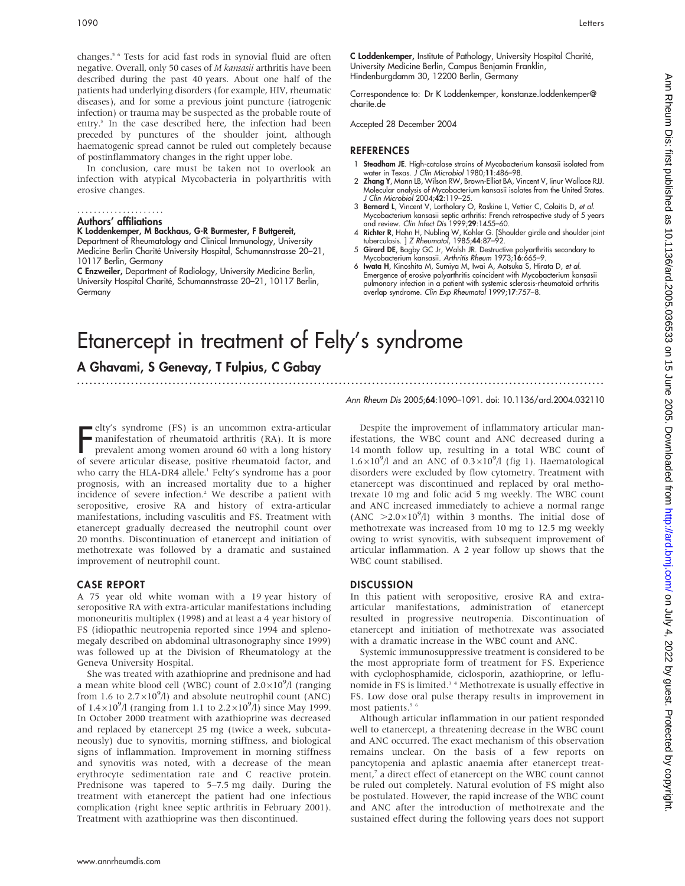changes.[5 6] Tests for acid fast rods in synovial fluid are often negative. Overall, only 50 cases of *M kansasii* arthritis have been described during the past 40 years. About one half of the patients had underlying disorders (for example, HIV, rheumatic diseases), and for some a previous joint puncture (iatrogenic infection) or trauma may be suspected as the probable route of entry.[3] In the case described here, the infection had been preceded by punctures of the shoulder joint, although haematogenic spread cannot be ruled out completely because of postinflammatory changes in the right upper lobe.

In conclusion, care must be taken not to overlook an infection with atypical Mycobacteria in polyarthritis with erosive changes.

### Authors' affiliations

**K Loddenkemper, M Backhaus, G-R Burmester, F Buttgereit,** Department of Rheumatology and Clinical Immunology, University Medicine Berlin Charité University Hospital, Schumannstrasse 20–21, 10117 Berlin, Germany

**C Enzweiler,** Department of Radiology, University Medicine Berlin, University Hospital Charité, Schumannstrasse 20–21, 10117 Berlin, Germany

**C Loddenkemper,** Institute of Pathology, University Hospital Charité, University Medicine Berlin, Campus Benjamin Franklin, Hindenburgdamm 30, 12200 Berlin, Germany

Correspondence to: Dr K Loddenkemper, konstanze.loddenkemper@charite.de

Accepted 28 December 2004

## REFERENCES

1. **Steadham JE**. High-catalase strains of Mycobacterium kansasii isolated from water in Texas. *J Clin Microbiol* 1980;**11**:486–98.
2. **Zhang Y**, Mann LB, Wilson RW, Brown-Elliot BA, Vincent V, Iinur Wallace RJJ. Molecular analysis of Mycobacterium kansasii isolates from the United States. *J Clin Microbiol* 2004;**42**:119–25.
3. **Bernard L**, Vincent V, Lortholary O, Raskine L, Vettier C, Colaitis D, *et al*. Mycobacterium kansasii septic arthritis: French retrospective study of 5 years and review. *Clin Infect Dis* 1999;**29**:1455–60.
4. **Richter R**, Hahn H, Nubling W, Kohler G. [Shoulder girdle and shoulder joint tuberculosis. ] *Z Rheumatol*, 1985;**44**:87–92.
5. **Girard DE**, Bagby GC Jr, Walsh JR. Destructive polyarthritis secondary to Mycobacterium kansasii. *Arthritis Rheum* 1973;**16**:665–9.
6. **Iwata H**, Kinoshita M, Sumiya M, Iwai A, Aotsuka S, Hirata D, *et al*. Emergence of erosive polyarthritis coincident with Mycobacterium kansasii pulmonary infection in a patient with systemic sclerosis-rheumatoid arthritis overlap syndrome. *Clin Exp Rheumatol* 1999;**17**:757–8.

# Etanercept in treatment of Felty's syndrome

**A Ghavami, S Genevay, T Fulpius, C Gabay**

Ann Rheum Dis 2005;**64**:1090–1091. doi: 10.1136/ard.2004.032110

Felty's syndrome (FS) is an uncommon extra-articular manifestation of rheumatoid arthritis (RA). It is more prevalent among women around 60 with a long history of severe articular disease, positive rheumatoid factor, and who carry the HLA-DR4 allele.[1] Felty's syndrome has a poor prognosis, with an increased mortality due to a higher incidence of severe infection.[2] We describe a patient with seropositive, erosive RA and history of extra-articular manifestations, including vasculitis and FS. Treatment with etanercept gradually decreased the neutrophil count over 20 months. Discontinuation of etanercept and initiation of methotrexate was followed by a dramatic and sustained improvement of neutrophil count.

## CASE REPORT

A 75 year old white woman with a 19 year history of seropositive RA with extra-articular manifestations including mononeuritis multiplex (1998) and at least a 4 year history of FS (idiopathic neutropenia reported since 1994 and splenomegaly described on abdominal ultrasonography since 1999) was followed up at the Division of Rheumatology at the Geneva University Hospital.

She was treated with azathioprine and prednisone and had a mean white blood cell (WBC) count of $2.0\times10^9$/l (ranging from 1.6 to $2.7\times10^9$/l) and absolute neutrophil count (ANC) of $1.4\times10^9$/l (ranging from 1.1 to $2.2\times10^9$/l) since May 1999. In October 2000 treatment with azathioprine was decreased and replaced by etanercept 25 mg (twice a week, subcutaneously) due to synovitis, morning stiffness, and biological signs of inflammation. Improvement in morning stiffness and synovitis was noted, with a decrease of the mean erythrocyte sedimentation rate and C reactive protein. Prednisone was tapered to 5–7.5 mg daily. During the treatment with etanercept the patient had one infectious complication (right knee septic arthritis in February 2001). Treatment with azathioprine was then discontinued.

Despite the improvement of inflammatory articular manifestations, the WBC count and ANC decreased during a 14 month follow up, resulting in a total WBC count of $1.6\times10^9$/l and an ANC of $0.3\times10^9$/l (fig 1). Haematological disorders were excluded by flow cytometry. Treatment with etanercept was discontinued and replaced by oral methotrexate 10 mg and folic acid 5 mg weekly. The WBC count and ANC increased immediately to achieve a normal range (ANC $>2.0\times10^9$/l) within 3 months. The initial dose of methotrexate was increased from 10 mg to 12.5 mg weekly owing to wrist synovitis, with subsequent improvement of articular inflammation. A 2 year follow up shows that the WBC count stabilised.

## DISCUSSION

In this patient with seropositive, erosive RA and extra-articular manifestations, administration of etanercept resulted in progressive neutropenia. Discontinuation of etanercept and initiation of methotrexate was associated with a dramatic increase in the WBC count and ANC.

Systemic immunosuppressive treatment is considered to be the most appropriate form of treatment for FS. Experience with cyclophosphamide, ciclosporin, azathioprine, or leflunomide in FS is limited.[3 4] Methotrexate is usually effective in FS. Low dose oral pulse therapy results in improvement in most patients.[5 6]

Although articular inflammation in our patient responded well to etanercept, a threatening decrease in the WBC count and ANC occurred. The exact mechanism of this observation remains unclear. On the basis of a few reports on pancytopenia and aplastic anaemia after etanercept treatment,[7] a direct effect of etanercept on the WBC count cannot be ruled out completely. Natural evolution of FS might also be postulated. However, the rapid increase of the WBC count and ANC after the introduction of methotrexate and the sustained effect during the following years does not support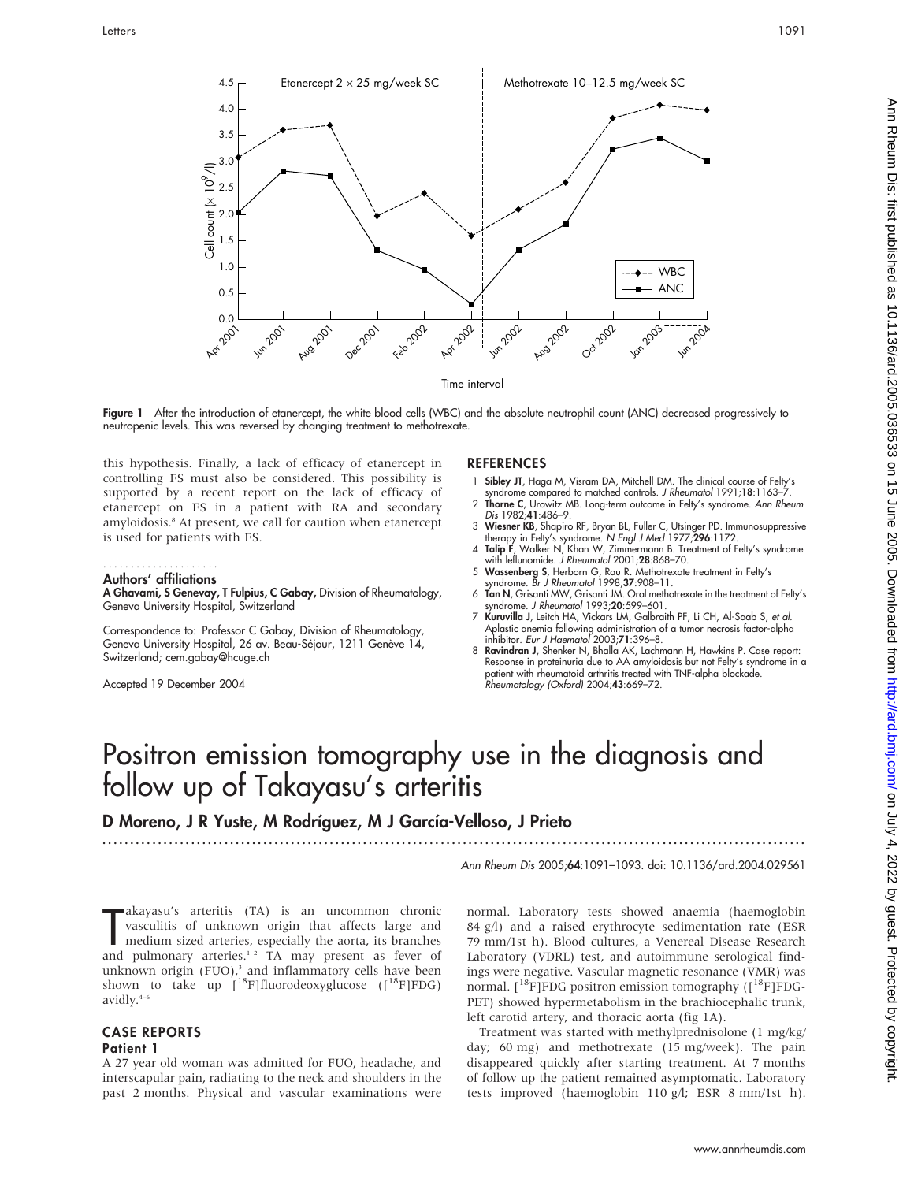Etanercept 2 × 25 mg/week SC

Methotrexate 10–12.5 mg/week SC

Cell count (× $10^9$/l)

4.5
4.0
3.5
3.0
2.5
2.0
1.5
1.0
0.5
0.0

Apr 2001
Jun 2001
Aug 2001
Dec 2001
Feb 2002
Apr 2002
Jun 2002
Aug 2002
Oct 2002
Jan 2003
Jun 2004

Time interval

WBC
ANC

**Figure 1** After the introduction of etanercept, the white blood cells (WBC) and the absolute neutrophil count (ANC) decreased progressively to neutropenic levels. This was reversed by changing treatment to methotrexate.

this hypothesis. Finally, a lack of efficacy of etanercept in controlling FS must also be considered. This possibility is supported by a recent report on the lack of efficacy of etanercept on FS in a patient with RA and secondary amyloidosis.[8] At present, we call for caution when etanercept is used for patients with FS.

### Authors' affiliations

**A Ghavami, S Genevay, T Fulpius, C Gabay,** Division of Rheumatology, Geneva University Hospital, Switzerland

Correspondence to: Professor C Gabay, Division of Rheumatology, Geneva University Hospital, 26 av. Beau-Séjour, 1211 Genève 14, Switzerland; cem.gabay@hcuge.ch

Accepted 19 December 2004

## REFERENCES

1. **Sibley JT**, Haga M, Visram DA, Mitchell DM. The clinical course of Felty's syndrome compared to matched controls. *J Rheumatol* 1991;**18**:1163–7.
2. **Thorne C**, Urowitz MB. Long-term outcome in Felty's syndrome. *Ann Rheum Dis* 1982;**41**:486–9.
3. **Wiesner KB**, Shapiro RF, Bryan BL, Fuller C, Utsinger PD. Immunosuppressive therapy in Felty's syndrome. *N Engl J Med* 1977;**296**:1172.
4. **Talip F**, Walker N, Khan W, Zimmermann B. Treatment of Felty's syndrome with leflunomide. *J Rheumatol* 2001;**28**:868–70.
5. **Wassenberg S**, Herborn G, Rau R. Methotrexate treatment in Felty's syndrome. *Br J Rheumatol* 1998;**37**:908–11.
6. **Tan N**, Grisanti MW, Grisanti JM. Oral methotrexate in the treatment of Felty's syndrome. *J Rheumatol* 1993;**20**:599–601.
7. **Kuruvilla J**, Leitch HA, Vickars LM, Galbraith PF, Li CH, Al-Saab S, *et al*. Aplastic anemia following administration of a tumor necrosis factor-alpha inhibitor. *Eur J Haematol* 2003;**71**:396–8.
8. **Ravindran J**, Shenker N, Bhalla AK, Lachmann H, Hawkins P. Case report: Response in proteinuria due to AA amyloidosis but not Felty's syndrome in a patient with rheumatoid arthritis treated with TNF-alpha blockade. *Rheumatology (Oxford)* 2004;**43**:669–72.

# Positron emission tomography use in the diagnosis and follow up of Takayasu's arteritis

**D Moreno, J R Yuste, M Rodríguez, M J García-Velloso, J Prieto**

*Ann Rheum Dis* 2005;**64**:1091–1093. doi: 10.1136/ard.2004.029561

Takayasu's arteritis (TA) is an uncommon chronic vasculitis of unknown origin that affects large and medium sized arteries, especially the aorta, its branches and pulmonary arteries.[1,2] TA may present as fever of unknown origin (FUO),[3] and inflammatory cells have been shown to take up [$^{18}$F]fluorodeoxyglucose ([$^{18}$F]FDG) avidly.[4–6]

## CASE REPORTS

### Patient 1

A 27 year old woman was admitted for FUO, headache, and interscapular pain, radiating to the neck and shoulders in the past 2 months. Physical and vascular examinations were normal. Laboratory tests showed anaemia (haemoglobin 84 g/l) and a raised erythrocyte sedimentation rate (ESR 79 mm/1st h). Blood cultures, a Venereal Disease Research Laboratory (VDRL) test, and autoimmune serological findings were negative. Vascular magnetic resonance (VMR) was normal. [$^{18}$F]FDG positron emission tomography ([$^{18}$F]FDG-PET) showed hypermetabolism in the brachiocephalic trunk, left carotid artery, and thoracic aorta (fig 1A).

Treatment was started with methylprednisolone (1 mg/kg/day; 60 mg) and methotrexate (15 mg/week). The pain disappeared quickly after starting treatment. At 7 months of follow up the patient remained asymptomatic. Laboratory tests improved (haemoglobin 110 g/l; ESR 8 mm/1st h).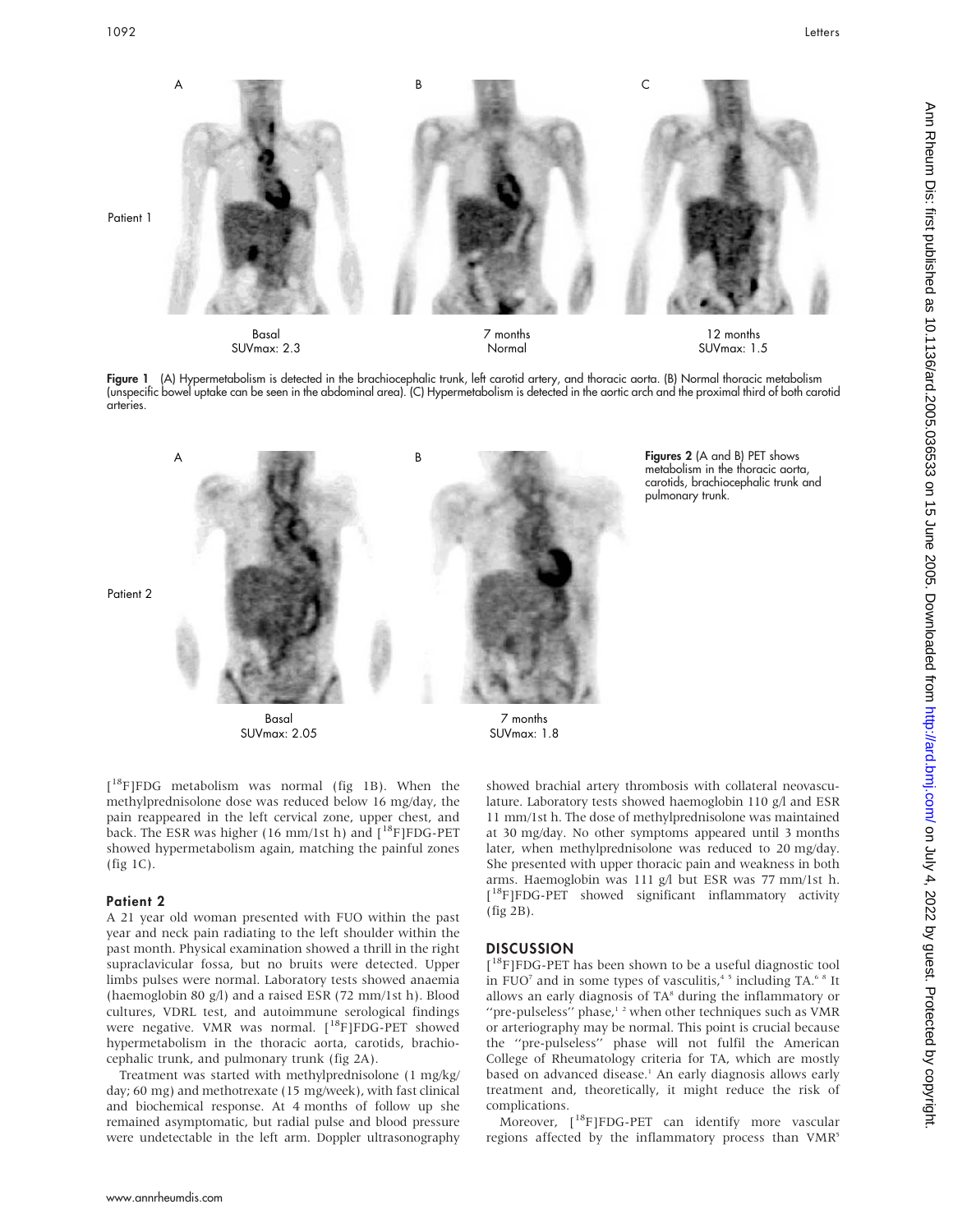Patient 1

A

B

C

Basal
SUVmax: 2.3

7 months
Normal

12 months
SUVmax: 1.5

**Figure 1** (A) Hypermetabolism is detected in the brachiocephalic trunk, left carotid artery, and thoracic aorta. (B) Normal thoracic metabolism (unspecific bowel uptake can be seen in the abdominal area). (C) Hypermetabolism is detected in the aortic arch and the proximal third of both carotid arteries.

Patient 2

A

B

Basal
SUVmax: 2.05

7 months
SUVmax: 1.8

**Figures 2** (A and B) PET shows metabolism in the thoracic aorta, carotids, brachiocephalic trunk and pulmonary trunk.

[$^{18}$F]FDG metabolism was normal (fig 1B). When the methylprednisolone dose was reduced below 16 mg/day, the pain reappeared in the left cervical zone, upper chest, and back. The ESR was higher (16 mm/1st h) and [$^{18}$F]FDG-PET showed hypermetabolism again, matching the painful zones (fig 1C).

### Patient 2

A 21 year old woman presented with FUO within the past year and neck pain radiating to the left shoulder within the past month. Physical examination showed a thrill in the right supraclavicular fossa, but no bruits were detected. Upper limbs pulses were normal. Laboratory tests showed anaemia (haemoglobin 80 g/l) and a raised ESR (72 mm/1st h). Blood cultures, VDRL test, and autoimmune serological findings were negative. VMR was normal. [$^{18}$F]FDG-PET showed hypermetabolism in the thoracic aorta, carotids, brachiocephalic trunk, and pulmonary trunk (fig 2A).

Treatment was started with methylprednisolone (1 mg/kg/day; 60 mg) and methotrexate (15 mg/week), with fast clinical and biochemical response. At 4 months of follow up she remained asymptomatic, but radial pulse and blood pressure were undetectable in the left arm. Doppler ultrasonography showed brachial artery thrombosis with collateral neovasculature. Laboratory tests showed haemoglobin 110 g/l and ESR 11 mm/1st h. The dose of methylprednisolone was maintained at 30 mg/day. No other symptoms appeared until 3 months later, when methylprednisolone was reduced to 20 mg/day. She presented with upper thoracic pain and weakness in both arms. Haemoglobin was 111 g/l but ESR was 77 mm/1st h. [$^{18}$F]FDG-PET showed significant inflammatory activity (fig 2B).

## DISCUSSION

[$^{18}$F]FDG-PET has been shown to be a useful diagnostic tool in FUO[7] and in some types of vasculitis,[4 5] including TA.[6 8] It allows an early diagnosis of TA[8] during the inflammatory or "pre-pulseless" phase,[1 2] when other techniques such as VMR or arteriography may be normal. This point is crucial because the "pre-pulseless" phase will not fulfil the American College of Rheumatology criteria for TA, which are mostly based on advanced disease.[1] An early diagnosis allows early treatment and, theoretically, it might reduce the risk of complications.

Moreover, [$^{18}$F]FDG-PET can identify more vascular regions affected by the inflammatory process than VMR[5]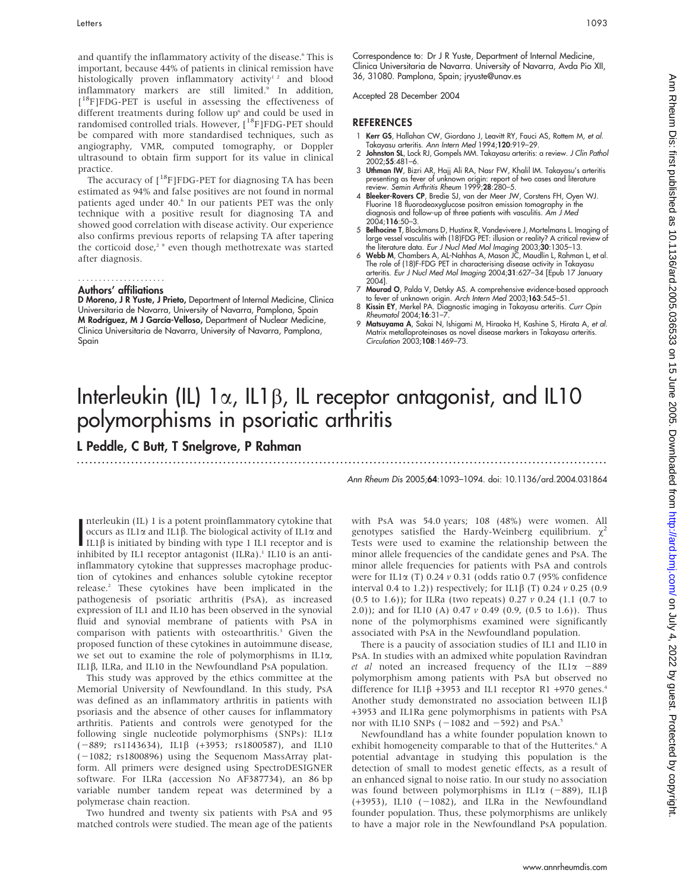and quantify the inflammatory activity of the disease.[6] This is important, because 44% of patients in clinical remission have histologically proven inflammatory activity[1 2] and blood inflammatory markers are still limited.[9] In addition, [$^{18}$F]FDG-PET is useful in assessing the effectiveness of different treatments during follow up[6] and could be used in randomised controlled trials. However, [$^{18}$F]FDG-PET should be compared with more standardised techniques, such as angiography, VMR, computed tomography, or Doppler ultrasound to obtain firm support for its value in clinical practice.

The accuracy of [$^{18}$F]FDG-PET for diagnosing TA has been estimated as 94% and false positives are not found in normal patients aged under 40.[6] In our patients PET was the only technique with a positive result for diagnosing TA and showed good correlation with disease activity. Our experience also confirms previous reports of relapsing TA after tapering the corticoid dose,[2 9] even though methotrexate was started after diagnosis.

### Authors' affiliations

**D Moreno, J R Yuste, J Prieto,** Department of Internal Medicine, Clinica Universitaria de Navarra, University of Navarra, Pamplona, Spain
**M Rodríguez, M J García-Velloso,** Department of Nuclear Medicine, Clinica Universitaria de Navarra, University of Navarra, Pamplona, Spain

Correspondence to: Dr J R Yuste, Department of Internal Medicine, Clinica Universitaria de Navarra. University of Navarra, Avda Pio XII, 36, 31080. Pamplona, Spain; jryuste@unav.es

Accepted 28 December 2004

## REFERENCES

1. **Kerr GS**, Hallahan CW, Giordano J, Leavitt RY, Fauci AS, Rottem M, *et al.* Takayasu arteritis. *Ann Intern Med* 1994;**120**:919–29.
2. **Johnston SL**, Lock RJ, Gompels MM. Takayasu arteritis: a review. *J Clin Pathol* 2002;**55**:481–6.
3. **Uthman IW**, Bizri AR, Hajj Ali RA, Nasr FW, Khalil IM. Takayasu's arteritis presenting as fever of unknown origin: report of two cases and literature review. *Semin Arthritis Rheum* 1999;**28**:280–5.
4. **Bleeker-Rovers CP**, Bredie SJ, van der Meer JW, Corstens FH, Oyen WJ. Fluorine 18 fluorodeoxyglucose positron emission tomography in the diagnosis and follow-up of three patients with vasculitis. *Am J Med* 2004;**116**:50–3.
5. **Belhocine T**, Blockmans D, Hustinx R, Vandevivere J, Mortelmans L. Imaging of large vessel vasculitis with (18)FDG PET: illusion or reality? A critical review of the literature data. *Eur J Nucl Med Mol Imaging* 2003;**30**:1305–13.
6. **Webb M**, Chambers A, AL-Nahhas A, Mason JC, Maudlin L, Rahman L, et al. The role of (18)F-FDG PET in characterising disease activity in Takayasu arteritis. *Eur J Nucl Med Mol Imaging* 2004;**31**:627–34 [Epub 17 January 2004].
7. **Mourad O**, Palda V, Detsky AS. A comprehensive evidence-based approach to fever of unknown origin. *Arch Intern Med* 2003;**163**:545–51.
8. **Kissin EY**, Merkel PA. Diagnostic imaging in Takayasu arteritis. *Curr Opin Rheumatol* 2004;**16**:31–7.
9. **Matsuyama A**, Sakai N, Ishigami M, Hiraoka H, Kashine S, Hirata A, *et al.* Matrix metalloproteinases as novel disease markers in Takayasu arteritis. *Circulation* 2003;**108**:1469–73.

# Interleukin (IL) 1α, IL1β, IL receptor antagonist, and IL10 polymorphisms in psoriatic arthritis

**L Peddle, C Butt, T Snelgrove, P Rahman**

*Ann Rheum Dis* 2005;**64**:1093–1094. doi: 10.1136/ard.2004.031864

Interleukin (IL) 1 is a potent proinflammatory cytokine that occurs as IL1α and IL1β. The biological activity of IL1α and IL1β is initiated by binding with type 1 IL1 receptor and is inhibited by IL1 receptor antagonist (ILRa).[1] IL10 is an anti-inflammatory cytokine that suppresses macrophage production of cytokines and enhances soluble cytokine receptor release.[2] These cytokines have been implicated in the pathogenesis of psoriatic arthritis (PsA), as increased expression of IL1 and IL10 has been observed in the synovial fluid and synovial membrane of patients with PsA in comparison with patients with osteoarthritis.[3] Given the proposed function of these cytokines in autoimmune disease, we set out to examine the role of polymorphisms in IL1α, IL1β, ILRa, and IL10 in the Newfoundland PsA population.

This study was approved by the ethics committee at the Memorial University of Newfoundland. In this study, PsA was defined as an inflammatory arthritis in patients with psoriasis and the absence of other causes for inflammatory arthritis. Patients and controls were genotyped for the following single nucleotide polymorphisms (SNPs): IL1α (−889; rs1143634), IL1β (+3953; rs1800587), and IL10 (−1082; rs1800896) using the Sequenom MassArray platform. All primers were designed using SpectroDESIGNER software. For ILRa (accession No AF387734), an 86 bp variable number tandem repeat was determined by a polymerase chain reaction.

Two hundred and twenty six patients with PsA and 95 matched controls were studied. The mean age of the patients with PsA was 54.0 years; 108 (48%) were women. All genotypes satisfied the Hardy-Weinberg equilibrium. $\chi^2$ Tests were used to examine the relationship between the minor allele frequencies of the candidate genes and PsA. The minor allele frequencies for patients with PsA and controls were for IL1α (T) 0.24 *v* 0.31 (odds ratio 0.7 (95% confidence interval 0.4 to 1.2)) respectively; for IL1β (T) 0.24 *v* 0.25 (0.9 (0.5 to 1.6)); for ILRa (two repeats) 0.27 *v* 0.24 (1.1 (0.7 to 2.0)); and for IL10 (A) 0.47 *v* 0.49 (0.9, (0.5 to 1.6)). Thus none of the polymorphisms examined were significantly associated with PsA in the Newfoundland population.

There is a paucity of association studies of IL1 and IL10 in PsA. In studies with an admixed white population Ravindran *et al* noted an increased frequency of the IL1α −889 polymorphism among patients with PsA but observed no difference for IL1β +3953 and IL1 receptor R1 +970 genes.[4] Another study demonstrated no association between IL1β +3953 and IL1Ra gene polymorphisms in patients with PsA nor with IL10 SNPs (−1082 and −592) and PsA.[5]

Newfoundland has a white founder population known to exhibit homogeneity comparable to that of the Hutterites.[6] A potential advantage in studying this population is the detection of small to modest genetic effects, as a result of an enhanced signal to noise ratio. In our study no association was found between polymorphisms in IL1α (−889), IL1β (+3953), IL10 (−1082), and ILRa in the Newfoundland founder population. Thus, these polymorphisms are unlikely to have a major role in the Newfoundland PsA population.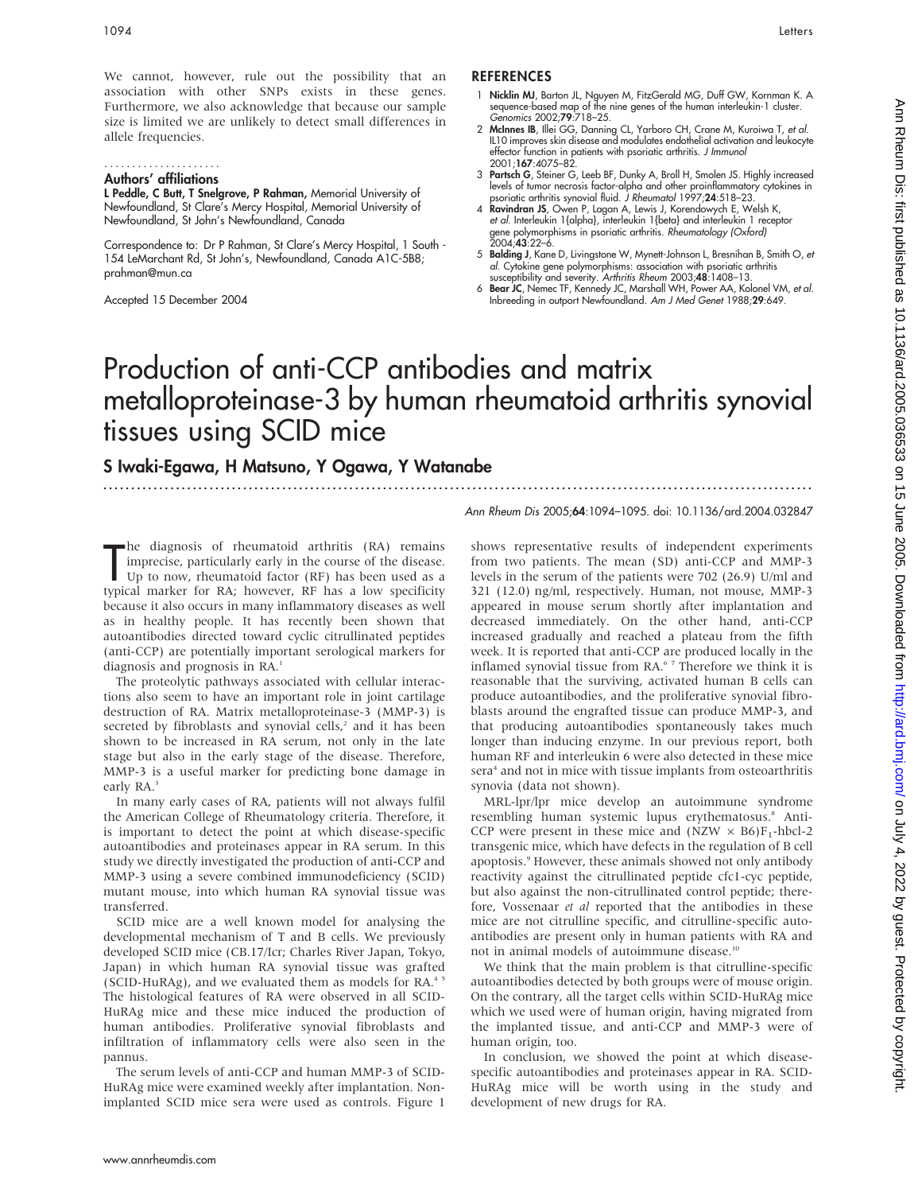We cannot, however, rule out the possibility that an association with other SNPs exists in these genes. Furthermore, we also acknowledge that because our sample size is limited we are unlikely to detect small differences in allele frequencies.

### Authors' affiliations

**L Peddle, C Butt, T Snelgrove, P Rahman,** Memorial University of Newfoundland, St Clare's Mercy Hospital, Memorial University of Newfoundland, St John's Newfoundland, Canada

Correspondence to: Dr P Rahman, St Clare's Mercy Hospital, 1 South - 154 LeMarchant Rd, St John's, Newfoundland, Canada A1C-5B8; prahman@mun.ca

Accepted 15 December 2004

## REFERENCES

1. **Nicklin MJ**, Barton JL, Nguyen M, FitzGerald MG, Duff GW, Kornman K. A sequence-based map of the nine genes of the human interleukin-1 cluster. *Genomics* 2002;**79**:718–25.
2. **McInnes IB**, Illei GG, Danning CL, Yarboro CH, Crane M, Kuroiwa T, *et al.* IL10 improves skin disease and modulates endothelial activation and leukocyte effector function in patients with psoriatic arthritis. *J Immunol* 2001;**167**:4075–82.
3. **Partsch G**, Steiner G, Leeb BF, Dunky A, Broll H, Smolen JS. Highly increased levels of tumor necrosis factor-alpha and other proinflammatory cytokines in psoriatic arthritis synovial fluid. *J Rheumatol* 1997;**24**:518–23.
4. **Ravindran JS**, Owen P, Lagan A, Lewis J, Korendowych E, Welsh K, *et al.* Interleukin 1{alpha}, interleukin 1{beta} and interleukin 1 receptor gene polymorphisms in psoriatic arthritis. *Rheumatology (Oxford)* 2004;**43**:22–6.
5. **Balding J**, Kane D, Livingstone W, Mynett-Johnson L, Bresnihan B, Smith O, *et al.* Cytokine gene polymorphisms: association with psoriatic arthritis susceptibility and severity. *Arthritis Rheum* 2003;**48**:1408–13.
6. **Bear JC**, Nemec TF, Kennedy JC, Marshall WH, Power AA, Kolonel VM, *et al.* Inbreeding in outport Newfoundland. *Am J Med Genet* 1988;**29**:649.

# Production of anti-CCP antibodies and matrix metalloproteinase-3 by human rheumatoid arthritis synovial tissues using SCID mice

**S Iwaki-Egawa, H Matsuno, Y Ogawa, Y Watanabe**

*Ann Rheum Dis* 2005;**64**:1094–1095. doi: 10.1136/ard.2004.032847

The diagnosis of rheumatoid arthritis (RA) remains imprecise, particularly early in the course of the disease. Up to now, rheumatoid factor (RF) has been used as a typical marker for RA; however, RF has a low specificity because it also occurs in many inflammatory diseases as well as in healthy people. It has recently been shown that autoantibodies directed toward cyclic citrullinated peptides (anti-CCP) are potentially important serological markers for diagnosis and prognosis in RA.[1]

The proteolytic pathways associated with cellular interactions also seem to have an important role in joint cartilage destruction of RA. Matrix metalloproteinase-3 (MMP-3) is secreted by fibroblasts and synovial cells,[2] and it has been shown to be increased in RA serum, not only in the late stage but also in the early stage of the disease. Therefore, MMP-3 is a useful marker for predicting bone damage in early RA.[3]

In many early cases of RA, patients will not always fulfil the American College of Rheumatology criteria. Therefore, it is important to detect the point at which disease-specific autoantibodies and proteinases appear in RA serum. In this study we directly investigated the production of anti-CCP and MMP-3 using a severe combined immunodeficiency (SCID) mutant mouse, into which human RA synovial tissue was transferred.

SCID mice are a well known model for analysing the developmental mechanism of T and B cells. We previously developed SCID mice (CB.17/Icr; Charles River Japan, Tokyo, Japan) in which human RA synovial tissue was grafted (SCID-HuRAg), and we evaluated them as models for RA.[4,5] The histological features of RA were observed in all SCID-HuRAg mice and these mice induced the production of human antibodies. Proliferative synovial fibroblasts and infiltration of inflammatory cells were also seen in the pannus.

The serum levels of anti-CCP and human MMP-3 of SCID-HuRAg mice were examined weekly after implantation. Non-implanted SCID mice sera were used as controls. Figure 1 shows representative results of independent experiments from two patients. The mean (SD) anti-CCP and MMP-3 levels in the serum of the patients were 702 (26.9) U/ml and 321 (12.0) ng/ml, respectively. Human, not mouse, MMP-3 appeared in mouse serum shortly after implantation and decreased immediately. On the other hand, anti-CCP increased gradually and reached a plateau from the fifth week. It is reported that anti-CCP are produced locally in the inflamed synovial tissue from RA.[6,7] Therefore we think it is reasonable that the surviving, activated human B cells can produce autoantibodies, and the proliferative synovial fibroblasts around the engrafted tissue can produce MMP-3, and that producing autoantibodies spontaneously takes much longer than inducing enzyme. In our previous report, both human RF and interleukin 6 were also detected in these mice sera[4] and not in mice with tissue implants from osteoarthritis synovia (data not shown).

MRL-lpr/lpr mice develop an autoimmune syndrome resembling human systemic lupus erythematosus.[8] Anti-CCP were present in these mice and (NZW × B6)$F_1$-hbcl-2 transgenic mice, which have defects in the regulation of B cell apoptosis.[9] However, these animals showed not only antibody reactivity against the citrullinated peptide cfc1-cyc peptide, but also against the non-citrullinated control peptide; therefore, Vossenaar *et al* reported that the antibodies in these mice are not citrulline specific, and citrulline-specific autoantibodies are present only in human patients with RA and not in animal models of autoimmune disease.[10]

We think that the main problem is that citrulline-specific autoantibodies detected by both groups were of mouse origin. On the contrary, all the target cells within SCID-HuRAg mice which we used were of human origin, having migrated from the implanted tissue, and anti-CCP and MMP-3 were of human origin, too.

In conclusion, we showed the point at which disease-specific autoantibodies and proteinases appear in RA. SCID-HuRAg mice will be worth using in the study and development of new drugs for RA.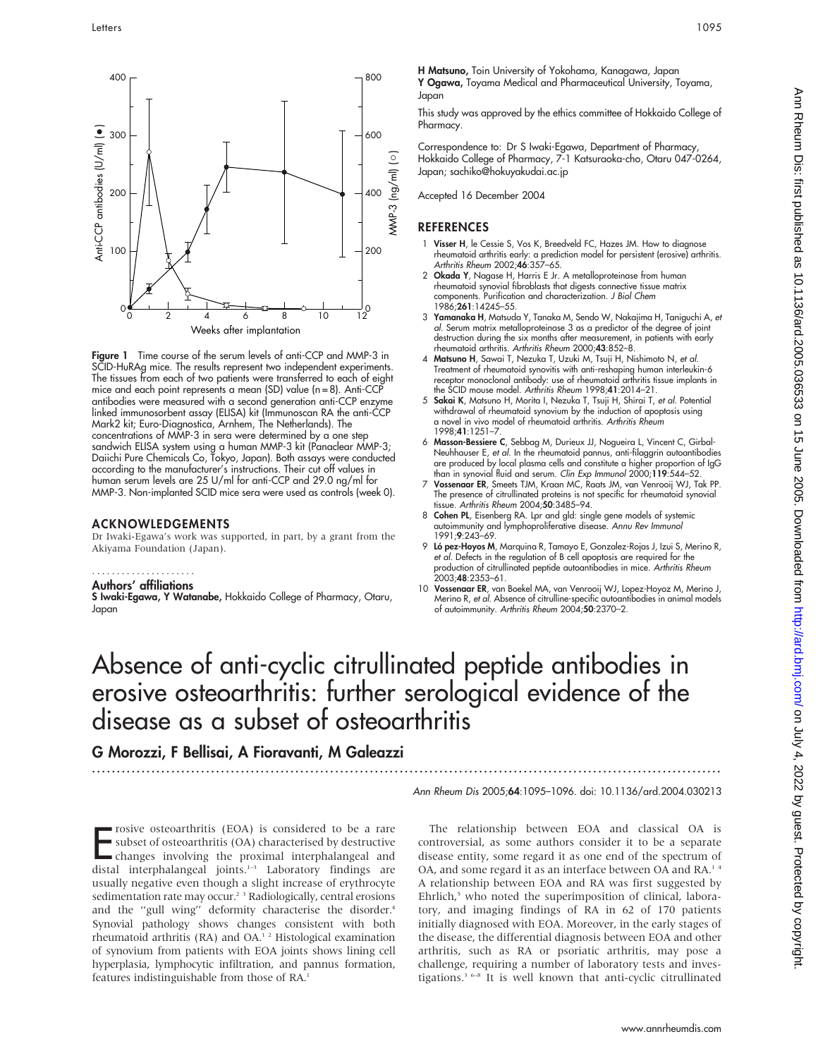400
300
200
100
0
Anti-CCP antibodies (U/ml) (●)
800
600
400
200
0
MMP-3 (ng/ml) (○)
0 2 4 6 8 10 12
Weeks after implantation

**Figure 1** Time course of the serum levels of anti-CCP and MMP-3 in SCID-HuRAg mice. The results represent two independent experiments. The tissues from each of two patients were transferred to each of eight mice and each point represents a mean (SD) value (n = 8). Anti-CCP antibodies were measured with a second generation anti-CCP enzyme linked immunosorbent assay (ELISA) kit (Immunoscan RA the anti-CCP Mark2 kit; Euro-Diagnostica, Arnhem, The Netherlands). The concentrations of MMP-3 in sera were determined by a one step sandwich ELISA system using a human MMP-3 kit (Panaclear MMP-3; Daiichi Pure Chemicals Co, Tokyo, Japan). Both assays were conducted according to the manufacturer's instructions. Their cut off values in human serum levels are 25 U/ml for anti-CCP and 29.0 ng/ml for MMP-3. Non-implanted SCID mice sera were used as controls (week 0).

## ACKNOWLEDGEMENTS

Dr Iwaki-Egawa's work was supported, in part, by a grant from the Akiyama Foundation (Japan).

### Authors' affiliations

**S Iwaki-Egawa, Y Watanabe,** Hokkaido College of Pharmacy, Otaru, Japan
**H Matsuno,** Toin University of Yokohama, Kanagawa, Japan
**Y Ogawa,** Toyama Medical and Pharmaceutical University, Toyama, Japan

This study was approved by the ethics committee of Hokkaido College of Pharmacy.

Correspondence to: Dr S Iwaki-Egawa, Department of Pharmacy, Hokkaido College of Pharmacy, 7-1 Katsuraoka-cho, Otaru 047-0264, Japan; sachiko@hokuyakudai.ac.jp

Accepted 16 December 2004

## REFERENCES

1. **Visser H**, le Cessie S, Vos K, Breedveld FC, Hazes JM. How to diagnose rheumatoid arthritis early: a prediction model for persistent (erosive) arthritis. *Arthritis Rheum* 2002;**46**:357–65.
2. **Okada Y**, Nagase H, Harris E Jr. A metalloproteinase from human rheumatoid synovial fibroblasts that digests connective tissue matrix components. Purification and characterization. *J Biol Chem* 1986;**261**:14245–55.
3. **Yamanaka H**, Matsuda Y, Tanaka M, Sendo W, Nakajima H, Taniguchi A, *et al*. Serum matrix metalloproteinase 3 as a predictor of the degree of joint destruction during the six months after measurement, in patients with early rheumatoid arthritis. *Arthritis Rheum* 2000;**43**:852–8.
4. **Matsuno H**, Sawai T, Nezuka T, Uzuki M, Tsuji H, Nishimoto N, *et al*. Treatment of rheumatoid synovitis with anti-reshaping human interleukin-6 receptor monoclonal antibody: use of rheumatoid arthritis tissue implants in the SCID mouse model. *Arthritis Rheum* 1998;**41**:2014–21.
5. **Sakai K**, Matsuno H, Morita I, Nezuka T, Tsuji H, Shirai T, *et al*. Potential withdrawal of rheumatoid synovium by the induction of apoptosis using a novel in vivo model of rheumatoid arthritis. *Arthritis Rheum* 1998;**41**:1251–7.
6. **Masson-Bessiere C**, Sebbag M, Durieux JJ, Nogueira L, Vincent C, Girbal-Neuhhauser E, *et al*. In the rheumatoid pannus, anti-filaggrin autoantibodies are produced by local plasma cells and constitute a higher proportion of IgG than in synovial fluid and serum. *Clin Exp Immunol* 2000;**119**:544–52.
7. **Vossenaar ER**, Smeets TJM, Kraan MC, Raats JM, van Venrooij WJ, Tak PP. The presence of citrullinated proteins is not specific for rheumatoid synovial tissue. *Arthritis Rheum* 2004;**50**:3485–94.
8. **Cohen PL**, Eisenberg RA. Lpr and gld: single gene models of systemic autoimmunity and lymphoproliferative disease. *Annu Rev Immunol* 1991;**9**:243–69.
9. **Ló pez-Hoyos M**, Marquina R, Tamayo E, Gonzalez-Rojas J, Izui S, Merino R, *et al*. Defects in the regulation of B cell apoptosis are required for the production of citrullinated peptide autoantibodies in mice. *Arthritis Rheum* 2003;**48**:2353–61.
10. **Vossenaar ER**, van Boekel MA, van Venrooij WJ, Lopez-Hoyoz M, Merino J, Merino R, *et al*. Absence of citrulline-specific autoantibodies in animal models of autoimmunity. *Arthritis Rheum* 2004;**50**:2370–2.

# Absence of anti-cyclic citrullinated peptide antibodies in erosive osteoarthritis: further serological evidence of the disease as a subset of osteoarthritis

**G Morozzi, F Bellisai, A Fioravanti, M Galeazzi**

Ann Rheum Dis 2005;**64**:1095–1096. doi: 10.1136/ard.2004.030213

Erosive osteoarthritis (EOA) is considered to be a rare subset of osteoarthritis (OA) characterised by destructive changes involving the proximal interphalangeal and distal interphalangeal joints.[1–3] Laboratory findings are usually negative even though a slight increase of erythrocyte sedimentation rate may occur.[2,3] Radiologically, central erosions and the "gull wing" deformity characterise the disorder.[4] Synovial pathology shows changes consistent with both rheumatoid arthritis (RA) and OA.[1,2] Histological examination of synovium from patients with EOA joints shows lining cell hyperplasia, lymphocytic infiltration, and pannus formation, features indistinguishable from those of RA.[1]

The relationship between EOA and classical OA is controversial, as some authors consider it to be a separate disease entity, some regard it as one end of the spectrum of OA, and some regard it as an interface between OA and RA.[1,4] A relationship between EOA and RA was first suggested by Ehrlich,[5] who noted the superimposition of clinical, laboratory, and imaging findings of RA in 62 of 170 patients initially diagnosed with EOA. Moreover, in the early stages of the disease, the differential diagnosis between EOA and other arthritis, such as RA or psoriatic arthritis, may pose a challenge, requiring a number of laboratory tests and investigations.[3,6–8] It is well known that anti-cyclic citrullinated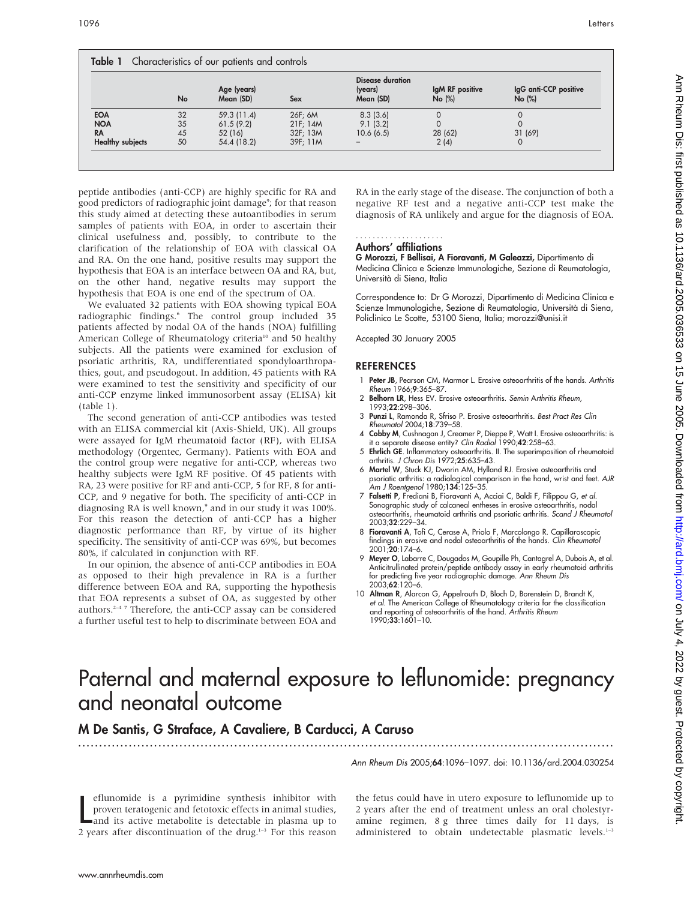**Table 1** Characteristics of our patients and controls

| | No | Age (years) Mean (SD) | Sex | Disease duration (years) Mean (SD) | IgM RF positive No (%) | IgG anti-CCP positive No (%) |
|---|---|---|---|---|---|---|
| EOA | 32 | 59.3 (11.4) | 26F; 6M | 8.3 (3.6) | 0 | 0 |
| NOA | 35 | 61.5 (9.2) | 21F; 14M | 9.1 (3.2) | 0 | 0 |
| RA | 45 | 52 (16) | 32F; 13M | 10.6 (6.5) | 28 (62) | 31 (69) |
| Healthy subjects | 50 | 54.4 (18.2) | 39F; 11M | – | 2 (4) | 0 |

peptide antibodies (anti-CCP) are highly specific for RA and good predictors of radiographic joint damage[9]; for that reason this study aimed at detecting these autoantibodies in serum samples of patients with EOA, in order to ascertain their clinical usefulness and, possibly, to contribute to the clarification of the relationship of EOA with classical OA and RA. On the one hand, positive results may support the hypothesis that EOA is an interface between OA and RA, but, on the other hand, negative results may support the hypothesis that EOA is one end of the spectrum of OA.

We evaluated 32 patients with EOA showing typical EOA radiographic findings.[6] The control group included 35 patients affected by nodal OA of the hands (NOA) fulfilling American College of Rheumatology criteria[10] and 50 healthy subjects. All the patients were examined for exclusion of psoriatic arthritis, RA, undifferentiated spondyloarthropathies, gout, and pseudogout. In addition, 45 patients with RA were examined to test the sensitivity and specificity of our anti-CCP enzyme linked immunosorbent assay (ELISA) kit (table 1).

The second generation of anti-CCP antibodies was tested with an ELISA commercial kit (Axis-Shield, UK). All groups were assayed for IgM rheumatoid factor (RF), with ELISA methodology (Orgentec, Germany). Patients with EOA and the control group were negative for anti-CCP, whereas two healthy subjects were IgM RF positive. Of 45 patients with RA, 23 were positive for RF and anti-CCP, 5 for RF, 8 for anti-CCP, and 9 negative for both. The specificity of anti-CCP in diagnosing RA is well known,[9] and in our study it was 100%. For this reason the detection of anti-CCP has a higher diagnostic performance than RF, by virtue of its higher specificity. The sensitivity of anti-CCP was 69%, but becomes 80%, if calculated in conjunction with RF.

In our opinion, the absence of anti-CCP antibodies in EOA as opposed to their high prevalence in RA is a further difference between EOA and RA, supporting the hypothesis that EOA represents a subset of OA, as suggested by other authors.[2–4 7] Therefore, the anti-CCP assay can be considered a further useful test to help to discriminate between EOA and RA in the early stage of the disease. The conjunction of both a negative RF test and a negative anti-CCP test make the diagnosis of RA unlikely and argue for the diagnosis of EOA.

### Authors' affiliations

**G Morozzi, F Bellisai, A Fioravanti, M Galeazzi,** Dipartimento di Medicina Clinica e Scienze Immunologiche, Sezione di Reumatologia, Università di Siena, Italia

Correspondence to: Dr G Morozzi, Dipartimento di Medicina Clinica e Scienze Immunologiche, Sezione di Reumatologia, Università di Siena, Policlinico Le Scotte, 53100 Siena, Italia; morozzi@unisi.it

Accepted 30 January 2005

## REFERENCES

1. **Peter JB**, Pearson CM, Marmor L. Erosive osteoarthritis of the hands. *Arthritis Rheum* 1966;**9**:365–87.
2. **Belhorn LR**, Hess EV. Erosive osteoarthritis. *Semin Arthritis Rheum*, 1993;**22**:298–306.
3. **Punzi L**, Ramonda R, Sfriso P. Erosive osteoarthritis. *Best Pract Res Clin Rheumatol* 2004;**18**:739–58.
4. **Cobby M**, Cushnagan J, Creamer P, Dieppe P, Watt I. Erosive osteoarthritis: is it a separate disease entity? *Clin Radiol* 1990;**42**:258–63.
5. **Ehrlich GE**. Inflammatory osteoarthritis. II. The superimposition of rheumatoid arthritis. *J Chron Dis* 1972;**25**:635–43.
6. **Martel W**, Stuck KJ, Dworin AM, Hylland RJ. Erosive osteoarthritis and psoriatic arthritis: a radiological comparison in the hand, wrist and feet. *AJR Am J Roentgenol* 1980;**134**:125–35.
7. **Falsetti P**, Frediani B, Fioravanti A, Acciai C, Baldi F, Filippou G, *et al*. Sonographic study of calcaneal entheses in erosive osteoarthritis, nodal osteoarthritis, rheumatoid arthritis and psoriatic arthritis. *Scand J Rheumatol* 2003;**32**:229–34.
8. **Fioravanti A**, Tofi C, Cerase A, Priolo F, Marcolongo R. Capillaroscopic findings in erosive and nodal osteoarthritis of the hands. *Clin Rheumatol* 2001;**20**:174–6.
9. **Meyer O**, Labarre C, Dougados M, Goupille Ph, Cantagrel A, Dubois A, et al. Anticitrullinated protein/peptide antibody assay in early rheumatoid arthritis for predicting five year radiographic damage. *Ann Rheum Dis* 2003;**62**:120–6.
10. **Altman R**, Alarcon G, Appelrouth D, Bloch D, Borenstein D, Brandt K, *et al*. The American College of Rheumatology criteria for the classification and reporting of osteoarthritis of the hand. *Arthritis Rheum* 1990;**33**:1601–10.

# Paternal and maternal exposure to leflunomide: pregnancy and neonatal outcome

## M De Santis, G Straface, A Cavaliere, B Carducci, A Caruso

*Ann Rheum Dis* 2005;**64**:1096–1097. doi: 10.1136/ard.2004.030254

Leflunomide is a pyrimidine synthesis inhibitor with proven teratogenic and fetotoxic effects in animal studies, and its active metabolite is detectable in plasma up to 2 years after discontinuation of the drug.[1–3] For this reason the fetus could have in utero exposure to leflunomide up to 2 years after the end of treatment unless an oral cholestyramine regimen, 8 g three times daily for 11 days, is administered to obtain undetectable plasmatic levels.[1–3]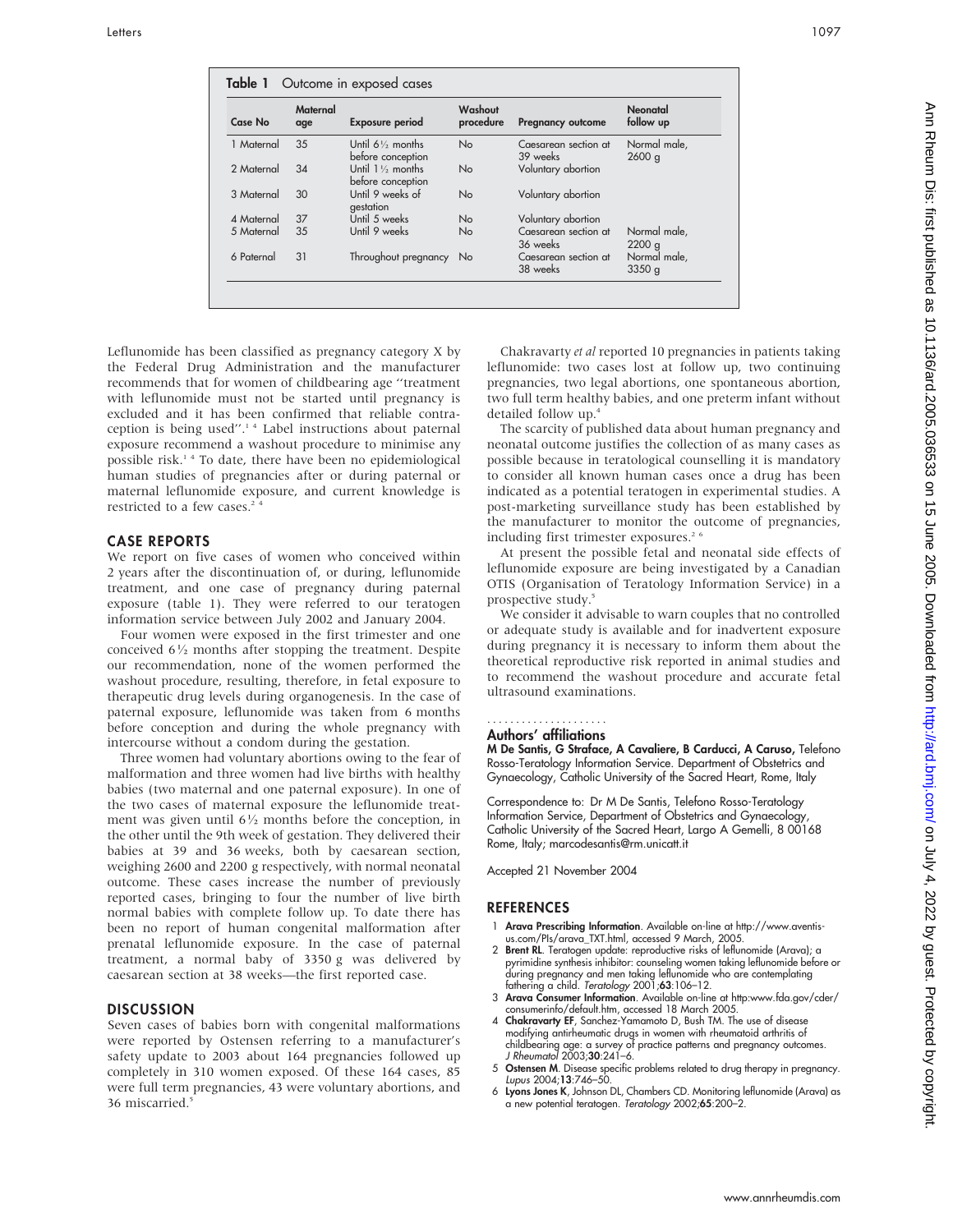**Table 1** Outcome in exposed cases

| Case No | Maternal age | Exposure period | Washout procedure | Pregnancy outcome | Neonatal follow up |
|---|---|---|---|---|---|
| 1 Maternal | 35 | Until 6½ months before conception | No | Caesarean section at 39 weeks | Normal male, 2600 g |
| 2 Maternal | 34 | Until 1½ months before conception | No | Voluntary abortion | |
| 3 Maternal | 30 | Until 9 weeks of gestation | No | Voluntary abortion | |
| 4 Maternal | 37 | Until 5 weeks | No | Voluntary abortion | |
| 5 Maternal | 35 | Until 9 weeks | No | Caesarean section at 36 weeks | Normal male, 2200 g |
| 6 Paternal | 31 | Throughout pregnancy | No | Caesarean section at 38 weeks | Normal male, 3350 g |

Leflunomide has been classified as pregnancy category X by the Federal Drug Administration and the manufacturer recommends that for women of childbearing age "treatment with leflunomide must not be started until pregnancy is excluded and it has been confirmed that reliable contraception is being used".[1 4] Label instructions about paternal exposure recommend a washout procedure to minimise any possible risk.[1 4] To date, there have been no epidemiological human studies of pregnancies after or during paternal or maternal leflunomide exposure, and current knowledge is restricted to a few cases.[2 4]

## CASE REPORTS

We report on five cases of women who conceived within 2 years after the discontinuation of, or during, leflunomide treatment, and one case of pregnancy during paternal exposure (table 1). They were referred to our teratogen information service between July 2002 and January 2004.

Four women were exposed in the first trimester and one conceived 6½ months after stopping the treatment. Despite our recommendation, none of the women performed the washout procedure, resulting, therefore, in fetal exposure to therapeutic drug levels during organogenesis. In the case of paternal exposure, leflunomide was taken from 6 months before conception and during the whole pregnancy with intercourse without a condom during the gestation.

Three women had voluntary abortions owing to the fear of malformation and three women had live births with healthy babies (two maternal and one paternal exposure). In one of the two cases of maternal exposure the leflunomide treatment was given until 6½ months before the conception, in the other until the 9th week of gestation. They delivered their babies at 39 and 36 weeks, both by caesarean section, weighing 2600 and 2200 g respectively, with normal neonatal outcome. These cases increase the number of previously reported cases, bringing to four the number of live birth normal babies with complete follow up. To date there has been no report of human congenital malformation after prenatal leflunomide exposure. In the case of paternal treatment, a normal baby of 3350 g was delivered by caesarean section at 38 weeks—the first reported case.

## DISCUSSION

Seven cases of babies born with congenital malformations were reported by Ostensen referring to a manufacturer's safety update to 2003 about 164 pregnancies followed up completely in 310 women exposed. Of these 164 cases, 85 were full term pregnancies, 43 were voluntary abortions, and 36 miscarried.[5]

Chakravarty *et al* reported 10 pregnancies in patients taking leflunomide: two cases lost at follow up, two continuing pregnancies, two legal abortions, one spontaneous abortion, two full term healthy babies, and one preterm infant without detailed follow up.[4]

The scarcity of published data about human pregnancy and neonatal outcome justifies the collection of as many cases as possible because in teratological counselling it is mandatory to consider all known human cases once a drug has been indicated as a potential teratogen in experimental studies. A post-marketing surveillance study has been established by the manufacturer to monitor the outcome of pregnancies, including first trimester exposures.[2 6]

At present the possible fetal and neonatal side effects of leflunomide exposure are being investigated by a Canadian OTIS (Organisation of Teratology Information Service) in a prospective study.[5]

We consider it advisable to warn couples that no controlled or adequate study is available and for inadvertent exposure during pregnancy it is necessary to inform them about the theoretical reproductive risk reported in animal studies and to recommend the washout procedure and accurate fetal ultrasound examinations.

### Authors' affiliations

**M De Santis, G Straface, A Cavaliere, B Carducci, A Caruso,** Telefono Rosso-Teratology Information Service. Department of Obstetrics and Gynaecology, Catholic University of the Sacred Heart, Rome, Italy

Correspondence to: Dr M De Santis, Telefono Rosso-Teratology Information Service, Department of Obstetrics and Gynaecology, Catholic University of the Sacred Heart, Largo A Gemelli, 8 00168 Rome, Italy; marcodesantis@rm.unicatt.it

Accepted 21 November 2004

## REFERENCES

1. **Arava Prescribing Information**. Available on-line at http://www.aventis-us.com/PIs/arava_TXT.html, accessed 9 March, 2005.
2. **Brent RL**. Teratogen update: reproductive risks of leflunomide (Arava); a pyrimidine synthesis inhibitor: counseling women taking leflunomide before or during pregnancy and men taking leflunomide who are contemplating fathering a child. *Teratology* 2001;**63**:106–12.
3. **Arava Consumer Information**. Available on-line at http:www.fda.gov/cder/consumerinfo/default.htm, accessed 18 March 2005.
4. **Chakravarty EF**, Sanchez-Yamamoto D, Bush TM. The use of disease modifying antirheumatic drugs in women with rheumatoid arthritis of childbearing age: a survey of practice patterns and pregnancy outcomes. *J Rheumatol* 2003;**30**:241–6.
5. **Ostensen M**. Disease specific problems related to drug therapy in pregnancy. *Lupus* 2004;**13**:746–50.
6. **Lyons Jones K**, Johnson DL, Chambers CD. Monitoring leflunomide (Arava) as a new potential teratogen. *Teratology* 2002;**65**:200–2.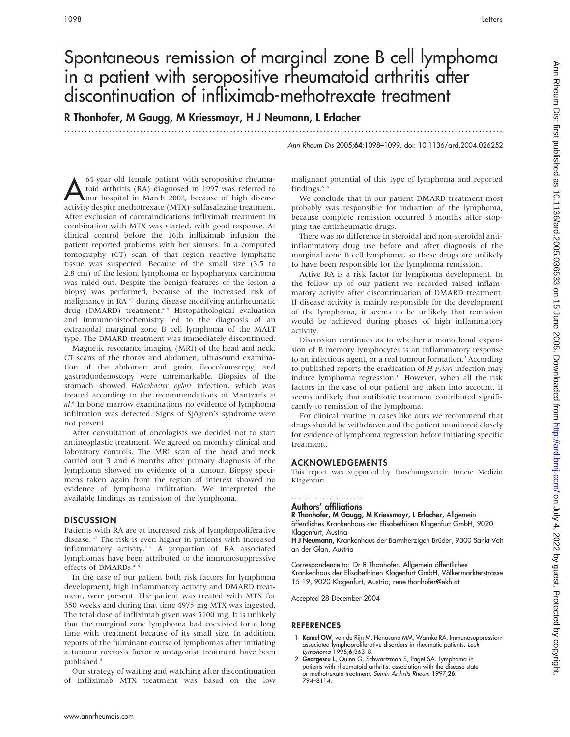# Spontaneous remission of marginal zone B cell lymphoma in a patient with seropositive rheumatoid arthritis after discontinuation of infliximab-methotrexate treatment

**R Thonhofer, M Gaugg, M Kriessmayr, H J Neumann, L Erlacher**

Ann Rheum Dis 2005;**64**:1098–1099. doi: 10.1136/ard.2004.026252

A 64 year old female patient with seropositive rheumatoid arthritis (RA) diagnosed in 1997 was referred to our hospital in March 2002, because of high disease activity despite methotrexate (MTX)-sulfasalazine treatment. After exclusion of contraindications infliximab treatment in combination with MTX was started, with good response. At clinical control before the 16th infliximab infusion the patient reported problems with her sinuses. In a computed tomography (CT) scan of that region reactive lymphatic tissue was suspected. Because of the small size (3.5 to 2.8 cm) of the lesion, lymphoma or hypopharynx carcinoma was ruled out. Despite the benign features of the lesion a biopsy was performed, because of the increased risk of malignancy in RA[1–3] during disease modifying antirheumatic drug (DMARD) treatment.[4 5] Histopathological evaluation and immunohistochemistry led to the diagnosis of an extranodal marginal zone B cell lymphoma of the MALT type. The DMARD treatment was immediately discontinued.

Magnetic resonance imaging (MRI) of the head and neck, CT scans of the thorax and abdomen, ultrasound examination of the abdomen and groin, ileocolonoscopy, and gastroduodenoscopy were unremarkable. Biopsies of the stomach showed *Helicobacter pylori* infection, which was treated according to the recommendations of Mantzaris *et al*.[6] In bone marrow examinations no evidence of lymphoma infiltration was detected. Signs of Sjögren's syndrome were not present.

After consultation of oncologists we decided not to start antineoplastic treatment. We agreed on monthly clinical and laboratory controls. The MRI scan of the head and neck carried out 3 and 6 months after primary diagnosis of the lymphoma showed no evidence of a tumour. Biopsy specimens taken again from the region of interest showed no evidence of lymphoma infiltration. We interpreted the available findings as remission of the lymphoma.

## DISCUSSION

Patients with RA are at increased risk of lymphoproliferative disease.[1–3] The risk is even higher in patients with increased inflammatory activity.[3 7] A proportion of RA associated lymphomas have been attributed to the immunosuppressive effects of DMARDs.[4 5]

In the case of our patient both risk factors for lymphoma development, high inflammatory activity and DMARD treatment, were present. The patient was treated with MTX for 350 weeks and during that time 4975 mg MTX was ingested. The total dose of infliximab given was 5100 mg. It is unlikely that the marginal zone lymphoma had coexisted for a long time with treatment because of its small size. In addition, reports of the fulminant course of lymphomas after initiating a tumour necrosis factor α antagonist treatment have been published.[8]

Our strategy of waiting and watching after discontinuation of infliximab MTX treatment was based on the low malignant potential of this type of lymphoma and reported findings.[5 8]

We conclude that in our patient DMARD treatment most probably was responsible for induction of the lymphoma, because complete remission occurred 3 months after stopping the antirheumatic drugs.

There was no difference in steroidal and non-steroidal anti-inflammatory drug use before and after diagnosis of the marginal zone B cell lymphoma, so these drugs are unlikely to have been responsible for the lymphoma remission.

Active RA is a risk factor for lymphoma development. In the follow up of our patient we recorded raised inflammatory activity after discontinuation of DMARD treatment. If disease activity is mainly responsible for the development of the lymphoma, it seems to be unlikely that remission would be achieved during phases of high inflammatory activity.

Discussion continues as to whether a monoclonal expansion of B memory lymphocytes is an inflammatory response to an infectious agent, or a real tumour formation.[9] According to published reports the eradication of *H pylori* infection may induce lymphoma regression.[10] However, when all the risk factors in the case of our patient are taken into account, it seems unlikely that antibiotic treatment contributed significantly to remission of the lymphoma.

For clinical routine in cases like ours we recommend that drugs should be withdrawn and the patient monitored closely for evidence of lymphoma regression before initiating specific treatment.

## ACKNOWLEDGEMENTS

This report was supported by Forschungsverein Innere Medizin Klagenfurt.

### Authors' affiliations

**R Thonhofer, M Gaugg, M Kriessmayr, L Erlacher,** Allgemein öffentliches Krankenhaus der Elisabethinen Klagenfurt GmbH, 9020 Klagenfurt, Austria

**H J Neumann,** Krankenhaus der Barmherzigen Brüder, 9300 Sankt Veit an der Glan, Austria

Correspondence to: Dr R Thonhofer, Allgemein öffentliches Krankenhaus der Elisabethinen Klagenfurt GmbH, Völkermarkterstrasse 15-19, 9020 Klagenfurt, Austria; rene.thonhofer@ekh.at

Accepted 28 December 2004

## REFERENCES

1. **Kamel OW**, van de Rijn M, Hanasono MM, Warnke RA. Immunosuppression-associated lymphoproliferative disorders in rheumatic patients. *Leuk Lymphoma* 1995;**6**:363–8.
2. **Georgescu L**, Quinn G, Schwartzman S, Paget SA. Lymphoma in patients with rheumatoid arthritis: association with the disease state or methotrexate treatment. *Semin Arthritis Rheum* 1997;**26**: 794–8114.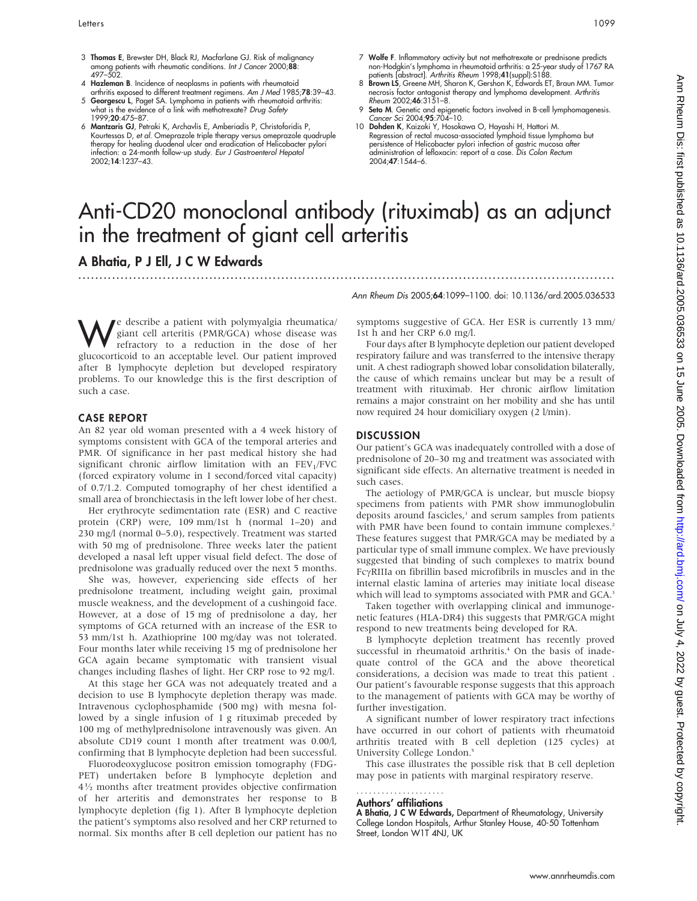3 **Thomas E**, Brewster DH, Black RJ, Macfarlane GJ. Risk of malignancy among patients with rheumatic conditions. *Int J Cancer* 2000;**88**: 497–502.

4 **Hazleman B**. Incidence of neoplasms in patients with rheumatoid arthritis exposed to different treatment regimens. *Am J Med* 1985;**78**:39–43.

5 **Georgescu L**, Paget SA. Lymphoma in patients with rheumatoid arthritis: what is the evidence of a link with methotrexate? *Drug Safety* 1999;**20**:475–87.

6 **Mantzaris GJ**, Petraki K, Archavlis E, Amberiadis P, Christoforidis P, Kourtessas D, *et al*. Omeprazole triple therapy versus omeprazole quadruple therapy for healing duodenal ulcer and eradication of Helicobacter pylori infection: a 24-month follow-up study. *Eur J Gastroenterol Hepatol* 2002;**14**:1237–43.

7 **Wolfe F**. Inflammatory activity but not methotrexate or prednisone predicts non-Hodgkin's lymphoma in rheumatoid arthritis: a 25-year study of 1767 RA patients [abstract]. *Arthritis Rheum* 1998;**41**(suppl):S188.

8 **Brown LS**, Greene MH, Sharon K, Gershon K, Edwards ET, Braun MM. Tumor necrosis factor antagonist therapy and lymphoma development. *Arthritis Rheum* 2002;**46**:3151–8.

9 **Seto M**. Genetic and epigenetic factors involved in B-cell lymphomagenesis. *Cancer Sci* 2004;**95**:704–10.

10 **Dohden K**, Kaizaki Y, Hosokawa O, Hayashi H, Hattori M. Regression of rectal mucosa-associated lymphoid tissue lymphoma but persistence of Helicobacter pylori infection of gastric mucosa after administration of lefloxacin: report of a case. *Dis Colon Rectum* 2004;**47**:1544–6.

# Anti-CD20 monoclonal antibody (rituximab) as an adjunct in the treatment of giant cell arteritis

## A Bhatia, P J Ell, J C W Edwards

*Ann Rheum Dis* 2005;**64**:1099–1100. doi: 10.1136/ard.2005.036533

We describe a patient with polymyalgia rheumatica/giant cell arteritis (PMR/GCA) whose disease was refractory to a reduction in the dose of her glucocorticoid to an acceptable level. Our patient improved after B lymphocyte depletion but developed respiratory problems. To our knowledge this is the first description of such a case.

## CASE REPORT

An 82 year old woman presented with a 4 week history of symptoms consistent with GCA of the temporal arteries and PMR. Of significance in her past medical history she had significant chronic airflow limitation with an $FEV_1$/FVC (forced expiratory volume in 1 second/forced vital capacity) of 0.7/1.2. Computed tomography of her chest identified a small area of bronchiectasis in the left lower lobe of her chest.

Her erythrocyte sedimentation rate (ESR) and C reactive protein (CRP) were, 109 mm/1st h (normal 1–20) and 230 mg/l (normal 0–5.0), respectively. Treatment was started with 50 mg of prednisolone. Three weeks later the patient developed a nasal left upper visual field defect. The dose of prednisolone was gradually reduced over the next 5 months.

She was, however, experiencing side effects of her prednisolone treatment, including weight gain, proximal muscle weakness, and the development of a cushingoid face. However, at a dose of 15 mg of prednisolone a day, her symptoms of GCA returned with an increase of the ESR to 53 mm/1st h. Azathioprine 100 mg/day was not tolerated. Four months later while receiving 15 mg of prednisolone her GCA again became symptomatic with transient visual changes including flashes of light. Her CRP rose to 92 mg/l.

At this stage her GCA was not adequately treated and a decision to use B lymphocyte depletion therapy was made. Intravenous cyclophosphamide (500 mg) with mesna followed by a single infusion of 1 g rituximab preceded by 100 mg of methylprednisolone intravenously was given. An absolute CD19 count 1 month after treatment was 0.00/l, confirming that B lymphocyte depletion had been successful.

Fluorodeoxyglucose positron emission tomography (FDG-PET) undertaken before B lymphocyte depletion and 4½ months after treatment provides objective confirmation of her arteritis and demonstrates her response to B lymphocyte depletion (fig 1). After B lymphocyte depletion the patient's symptoms also resolved and her CRP returned to normal. Six months after B cell depletion our patient has no symptoms suggestive of GCA. Her ESR is currently 13 mm/1st h and her CRP 6.0 mg/l.

Four days after B lymphocyte depletion our patient developed respiratory failure and was transferred to the intensive therapy unit. A chest radiograph showed lobar consolidation bilaterally, the cause of which remains unclear but may be a result of treatment with rituximab. Her chronic airflow limitation remains a major constraint on her mobility and she has until now required 24 hour domiciliary oxygen (2 l/min).

## DISCUSSION

Our patient's GCA was inadequately controlled with a dose of prednisolone of 20–30 mg and treatment was associated with significant side effects. An alternative treatment is needed in such cases.

The aetiology of PMR/GCA is unclear, but muscle biopsy specimens from patients with PMR show immunoglobulin deposits around fascicles,[1] and serum samples from patients with PMR have been found to contain immune complexes.[2] These features suggest that PMR/GCA may be mediated by a particular type of small immune complex. We have previously suggested that binding of such complexes to matrix bound FcγRIIIa on fibrillin based microfibrils in muscles and in the internal elastic lamina of arteries may initiate local disease which will lead to symptoms associated with PMR and GCA.[3]

Taken together with overlapping clinical and immunogenetic features (HLA-DR4) this suggests that PMR/GCA might respond to new treatments being developed for RA.

B lymphocyte depletion treatment has recently proved successful in rheumatoid arthritis.[4] On the basis of inadequate control of the GCA and the above theoretical considerations, a decision was made to treat this patient . Our patient's favourable response suggests that this approach to the management of patients with GCA may be worthy of further investigation.

A significant number of lower respiratory tract infections have occurred in our cohort of patients with rheumatoid arthritis treated with B cell depletion (125 cycles) at University College London.[5]

This case illustrates the possible risk that B cell depletion may pose in patients with marginal respiratory reserve.

### Authors' affiliations

**A Bhatia, J C W Edwards,** Department of Rheumatology, University College London Hospitals, Arthur Stanley House, 40-50 Tottenham Street, London W1T 4NJ, UK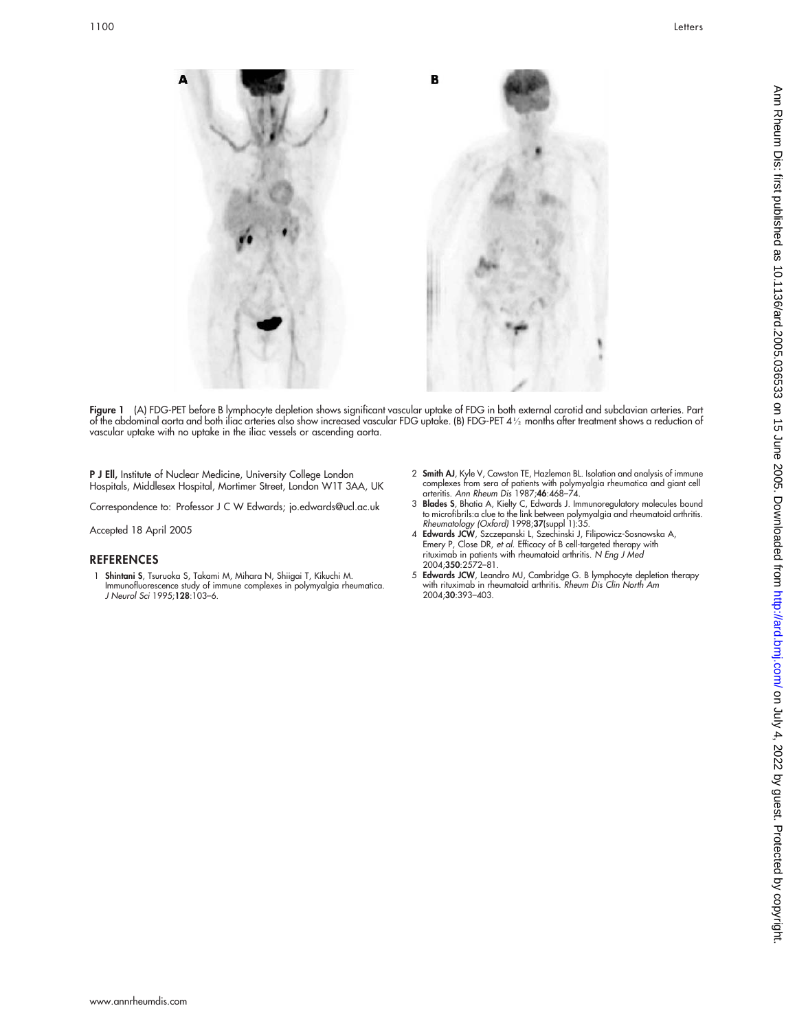A

B

Figure 1 (A) FDG-PET before B lymphocyte depletion shows significant vascular uptake of FDG in both external carotid and subclavian arteries. Part of the abdominal aorta and both iliac arteries also show increased vascular FDG uptake. (B) FDG-PET 4½ months after treatment shows a reduction of vascular uptake with no uptake in the iliac vessels or ascending aorta.

**P J Ell,** Institute of Nuclear Medicine, University College London Hospitals, Middlesex Hospital, Mortimer Street, London W1T 3AA, UK

Correspondence to: Professor J C W Edwards; jo.edwards@ucl.ac.uk

Accepted 18 April 2005

## REFERENCES

1. **Shintani S**, Tsuruoka S, Takami M, Mihara N, Shiigai T, Kikuchi M. Immunofluorescence study of immune complexes in polymyalgia rheumatica. *J Neurol Sci* 1995;**128**:103–6.
2. **Smith AJ**, Kyle V, Cawston TE, Hazleman BL. Isolation and analysis of immune complexes from sera of patients with polymyalgia rheumatica and giant cell arteritis. *Ann Rheum Dis* 1987;**46**:468–74.
3. **Blades S**, Bhatia A, Kielty C, Edwards J. Immunoregulatory molecules bound to microfibrils:a clue to the link between polymyalgia and rheumatoid arthritis. *Rheumatology (Oxford)* 1998;**37**(suppl 1):35.
4. **Edwards JCW**, Szczepanski L, Szechinski J, Filipowicz-Sosnowska A, Emery P, Close DR, *et al*. Efficacy of B cell-targeted therapy with rituximab in patients with rheumatoid arthritis. *N Eng J Med* 2004;**350**:2572–81.
5. **Edwards JCW**, Leandro MJ, Cambridge G. B lymphocyte depletion therapy with rituximab in rheumatoid arthritis. *Rheum Dis Clin North Am* 2004;**30**:393–403.